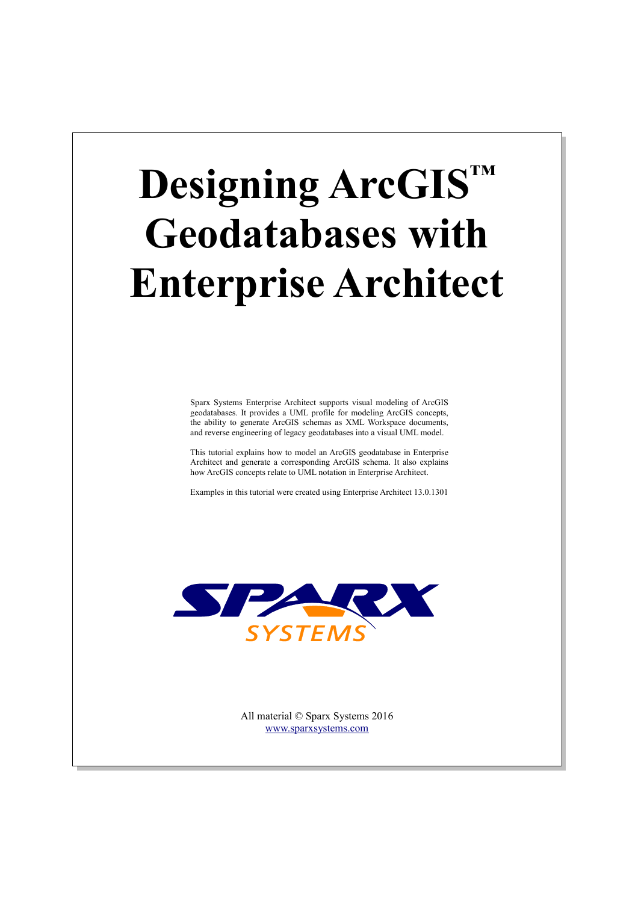# Designing ArcGIS™ Geodatabases with Enterprise Architect

Sparx Systems Enterprise Architect supports visual modeling of ArcGIS geodatabases. It provides a UML profile for modeling ArcGIS concepts, the ability to generate ArcGIS schemas as XML Workspace documents, and reverse engineering of legacy geodatabases into a visual UML model.

This tutorial explains how to model an ArcGIS geodatabase in Enterprise Architect and generate a corresponding ArcGIS schema. It also explains how ArcGIS concepts relate to UML notation in Enterprise Architect.

Examples in this tutorial were created using Enterprise Architect 13.0.1301

SPARX SYSTEMS

All material © Sparx Systems 2016
[www.sparxsystems.com](http://www.sparxsystems.com)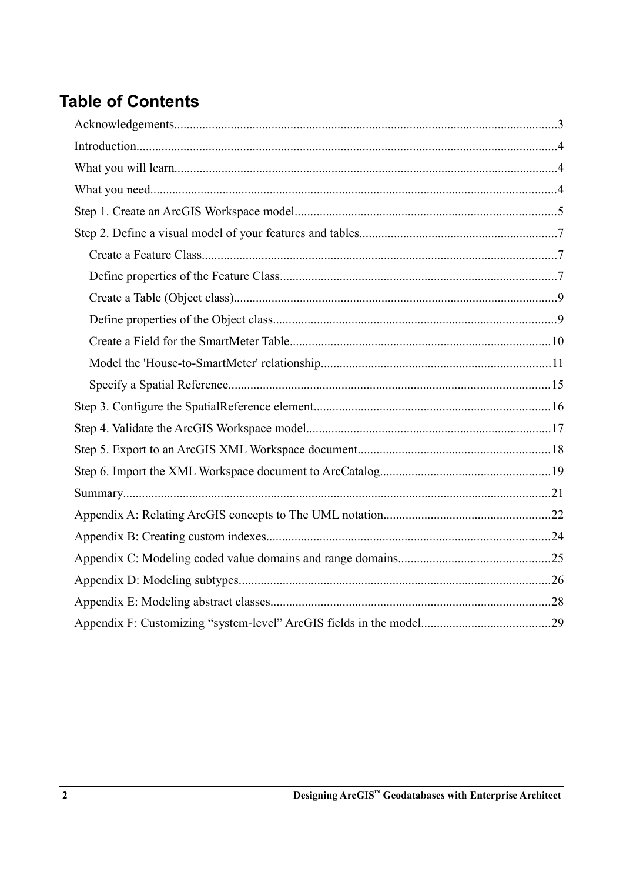# Table of Contents

Acknowledgements........................................................................................................................3

Introduction....................................................................................................................................4

What you will learn........................................................................................................................4

What you need...............................................................................................................................4

Step 1. Create an ArcGIS Workspace model..................................................................................5

Step 2. Define a visual model of your features and tables..............................................................7

- Create a Feature Class...............................................................................................................7
- Define properties of the Feature Class.......................................................................................7
- Create a Table (Object class).....................................................................................................9
- Define properties of the Object class........................................................................................9
- Create a Field for the SmartMeter Table..................................................................................10
- Model the 'House-to-SmartMeter' relationship........................................................................11
- Specify a Spatial Reference.....................................................................................................15

Step 3. Configure the SpatialReference element..........................................................................16

Step 4. Validate the ArcGIS Workspace model.............................................................................17

Step 5. Export to an ArcGIS XML Workspace document............................................................18

Step 6. Import the XML Workspace document to ArcCatalog......................................................19

Summary......................................................................................................................................21

Appendix A: Relating ArcGIS concepts to The UML notation....................................................22

Appendix B: Creating custom indexes.........................................................................................24

Appendix C: Modeling coded value domains and range domains...............................................25

Appendix D: Modeling subtypes..................................................................................................26

Appendix E: Modeling abstract classes........................................................................................28

Appendix F: Customizing “system-level” ArcGIS fields in the model.........................................29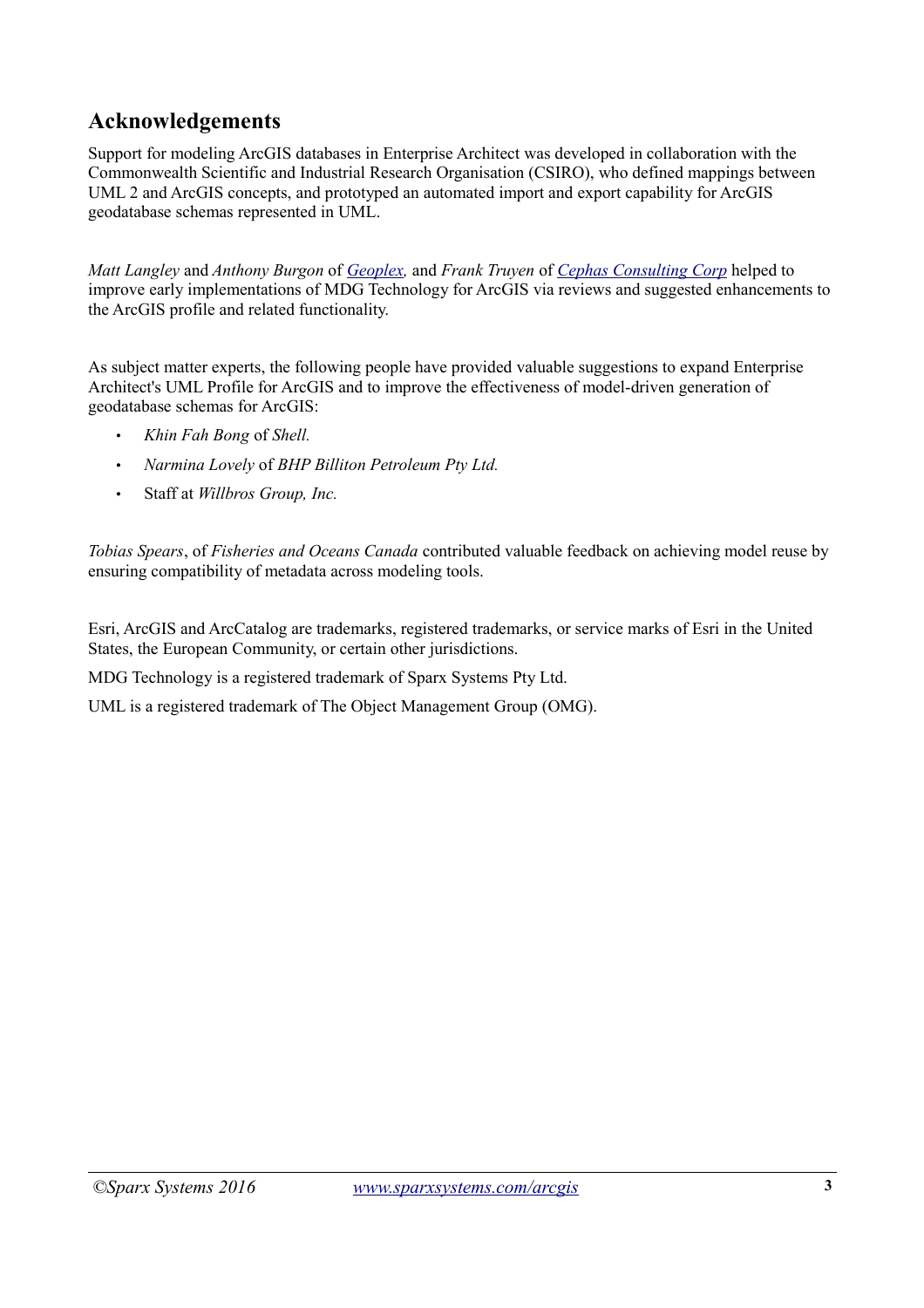## Acknowledgements

Support for modeling ArcGIS databases in Enterprise Architect was developed in collaboration with the Commonwealth Scientific and Industrial Research Organisation (CSIRO), who defined mappings between UML 2 and ArcGIS concepts, and prototyped an automated import and export capability for ArcGIS geodatabase schemas represented in UML.

*Matt Langley* and *Anthony Burgon* of *Geoplex,* and *Frank Truyen* of *Cephas Consulting Corp* helped to improve early implementations of MDG Technology for ArcGIS via reviews and suggested enhancements to the ArcGIS profile and related functionality.

As subject matter experts, the following people have provided valuable suggestions to expand Enterprise Architect's UML Profile for ArcGIS and to improve the effectiveness of model-driven generation of geodatabase schemas for ArcGIS:

- *Khin Fah Bong* of *Shell.*
- *Narmina Lovely* of *BHP Billiton Petroleum Pty Ltd.*
- Staff at *Willbros Group, Inc.*

*Tobias Spears*, of *Fisheries and Oceans Canada* contributed valuable feedback on achieving model reuse by ensuring compatibility of metadata across modeling tools.

Esri, ArcGIS and ArcCatalog are trademarks, registered trademarks, or service marks of Esri in the United States, the European Community, or certain other jurisdictions.

MDG Technology is a registered trademark of Sparx Systems Pty Ltd.

UML is a registered trademark of The Object Management Group (OMG).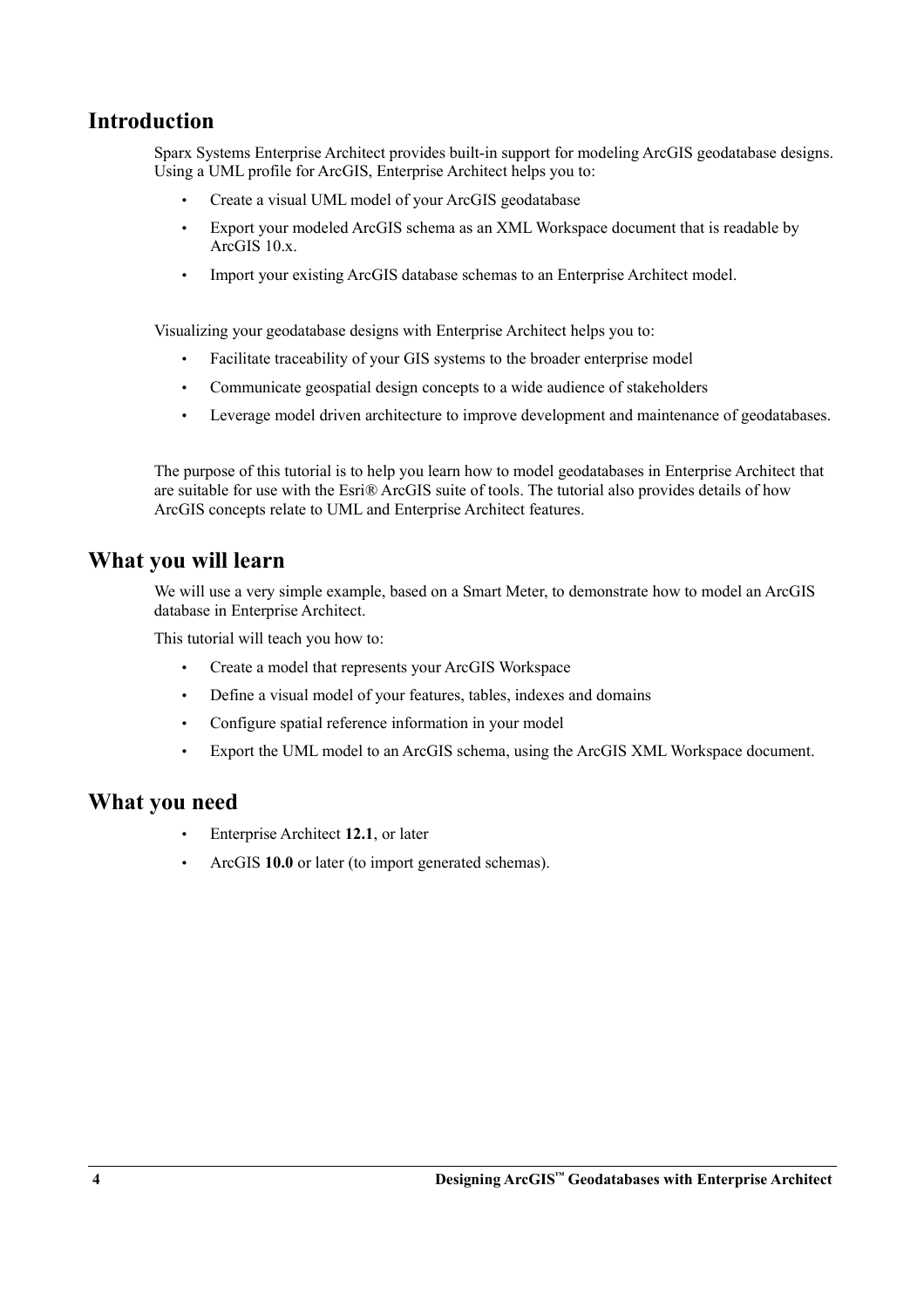## Introduction

Sparx Systems Enterprise Architect provides built-in support for modeling ArcGIS geodatabase designs. Using a UML profile for ArcGIS, Enterprise Architect helps you to:

- Create a visual UML model of your ArcGIS geodatabase
- Export your modeled ArcGIS schema as an XML Workspace document that is readable by ArcGIS 10.x.
- Import your existing ArcGIS database schemas to an Enterprise Architect model.

Visualizing your geodatabase designs with Enterprise Architect helps you to:

- Facilitate traceability of your GIS systems to the broader enterprise model
- Communicate geospatial design concepts to a wide audience of stakeholders
- Leverage model driven architecture to improve development and maintenance of geodatabases.

The purpose of this tutorial is to help you learn how to model geodatabases in Enterprise Architect that are suitable for use with the Esri® ArcGIS suite of tools. The tutorial also provides details of how ArcGIS concepts relate to UML and Enterprise Architect features.

## What you will learn

We will use a very simple example, based on a Smart Meter, to demonstrate how to model an ArcGIS database in Enterprise Architect.

This tutorial will teach you how to:

- Create a model that represents your ArcGIS Workspace
- Define a visual model of your features, tables, indexes and domains
- Configure spatial reference information in your model
- Export the UML model to an ArcGIS schema, using the ArcGIS XML Workspace document.

## What you need

- Enterprise Architect **12.1**, or later
- ArcGIS **10.0** or later (to import generated schemas).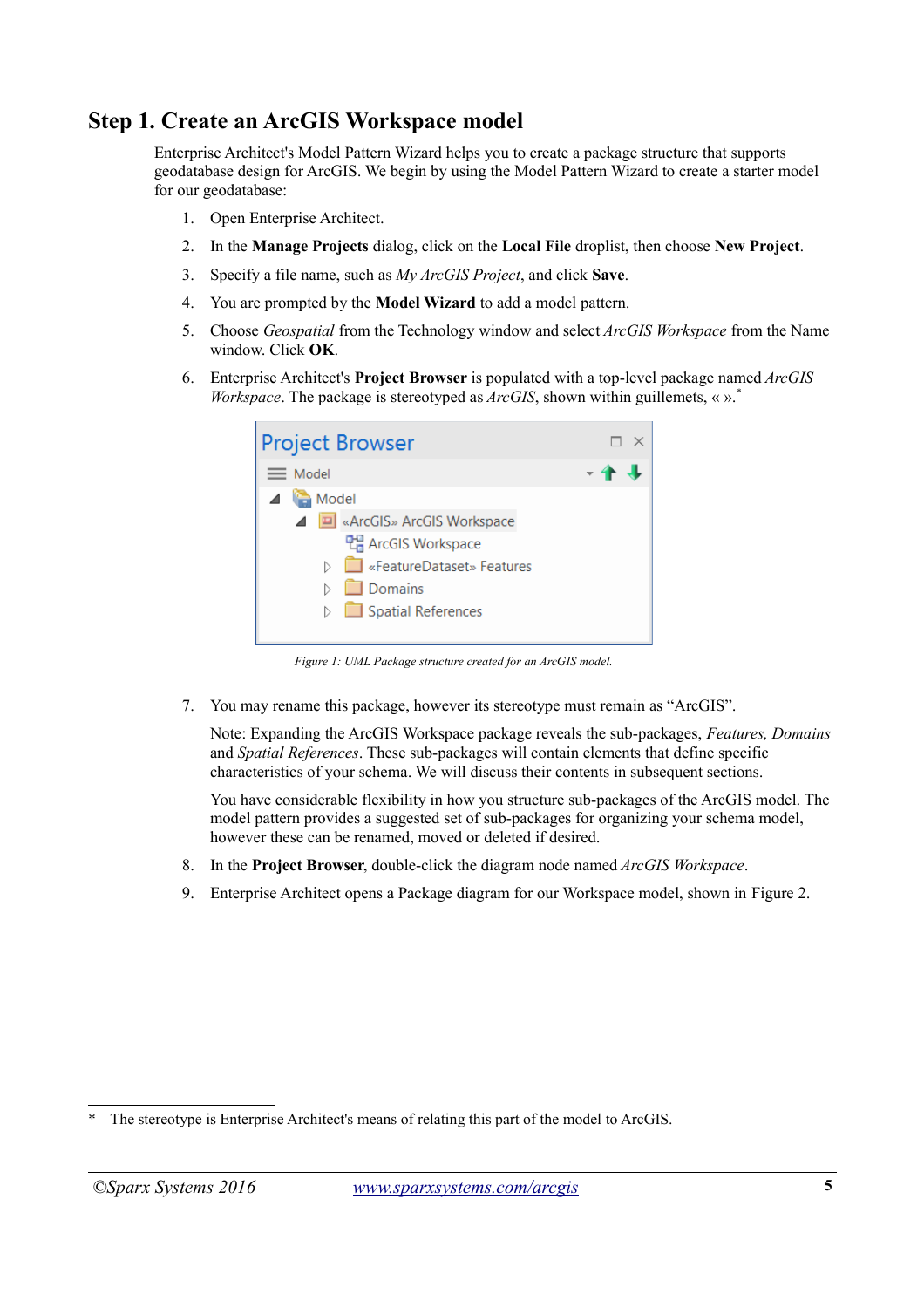## Step 1. Create an ArcGIS Workspace model

Enterprise Architect's Model Pattern Wizard helps you to create a package structure that supports geodatabase design for ArcGIS. We begin by using the Model Pattern Wizard to create a starter model for our geodatabase:

1. Open Enterprise Architect.
2. In the **Manage Projects** dialog, click on the **Local File** droplist, then choose **New Project**.
3. Specify a file name, such as *My ArcGIS Project*, and click **Save**.
4. You are prompted by the **Model Wizard** to add a model pattern.
5. Choose *Geospatial* from the Technology window and select *ArcGIS Workspace* from the Name window. Click **OK**.
6. Enterprise Architect's **Project Browser** is populated with a top-level package named *ArcGIS Workspace*. The package is stereotyped as *ArcGIS*, shown within guillemets, « ».*

*Figure 1: UML Package structure created for an ArcGIS model.*

7. You may rename this package, however its stereotype must remain as "ArcGIS".

   Note: Expanding the ArcGIS Workspace package reveals the sub-packages, *Features, Domains* and *Spatial References*. These sub-packages will contain elements that define specific characteristics of your schema. We will discuss their contents in subsequent sections.

   You have considerable flexibility in how you structure sub-packages of the ArcGIS model. The model pattern provides a suggested set of sub-packages for organizing your schema model, however these can be renamed, moved or deleted if desired.

8. In the **Project Browser**, double-click the diagram node named *ArcGIS Workspace*.
9. Enterprise Architect opens a Package diagram for our Workspace model, shown in Figure 2.

---

* The stereotype is Enterprise Architect's means of relating this part of the model to ArcGIS.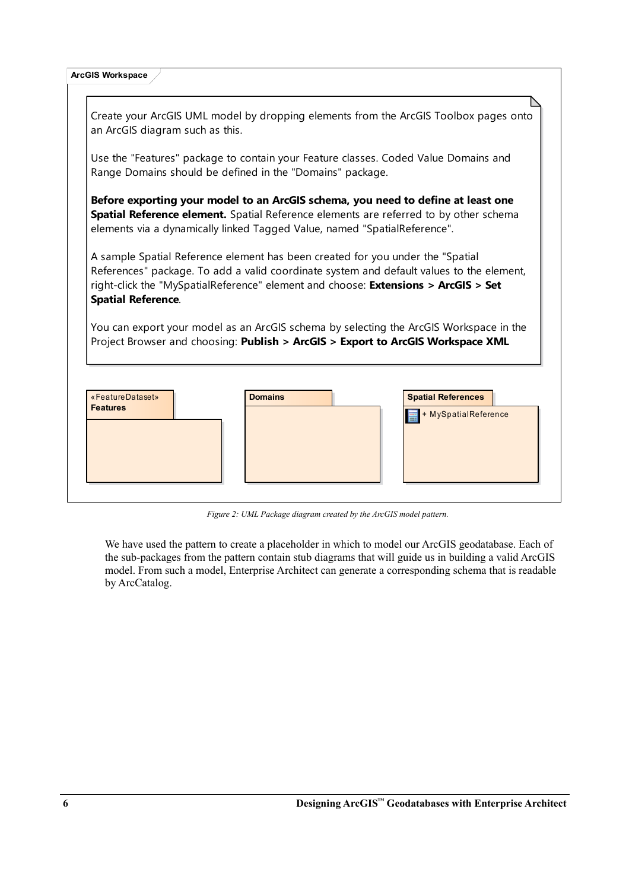**ArcGIS Workspace**

Create your ArcGIS UML model by dropping elements from the ArcGIS Toolbox pages onto an ArcGIS diagram such as this.

Use the "Features" package to contain your Feature classes. Coded Value Domains and Range Domains should be defined in the "Domains" package.

**Before exporting your model to an ArcGIS schema, you need to define at least one Spatial Reference element.** Spatial Reference elements are referred to by other schema elements via a dynamically linked Tagged Value, named "SpatialReference".

A sample Spatial Reference element has been created for you under the "Spatial References" package. To add a valid coordinate system and default values to the element, right-click the "MySpatialReference" element and choose: **Extensions > ArcGIS > Set Spatial Reference**.

You can export your model as an ArcGIS schema by selecting the ArcGIS Workspace in the Project Browser and choosing: **Publish > ArcGIS > Export to ArcGIS Workspace XML**

«FeatureDataset» **Features**

**Domains**

**Spatial References**
+ MySpatialReference

*Figure 2: UML Package diagram created by the ArcGIS model pattern.*

We have used the pattern to create a placeholder in which to model our ArcGIS geodatabase. Each of the sub-packages from the pattern contain stub diagrams that will guide us in building a valid ArcGIS model. From such a model, Enterprise Architect can generate a corresponding schema that is readable by ArcCatalog.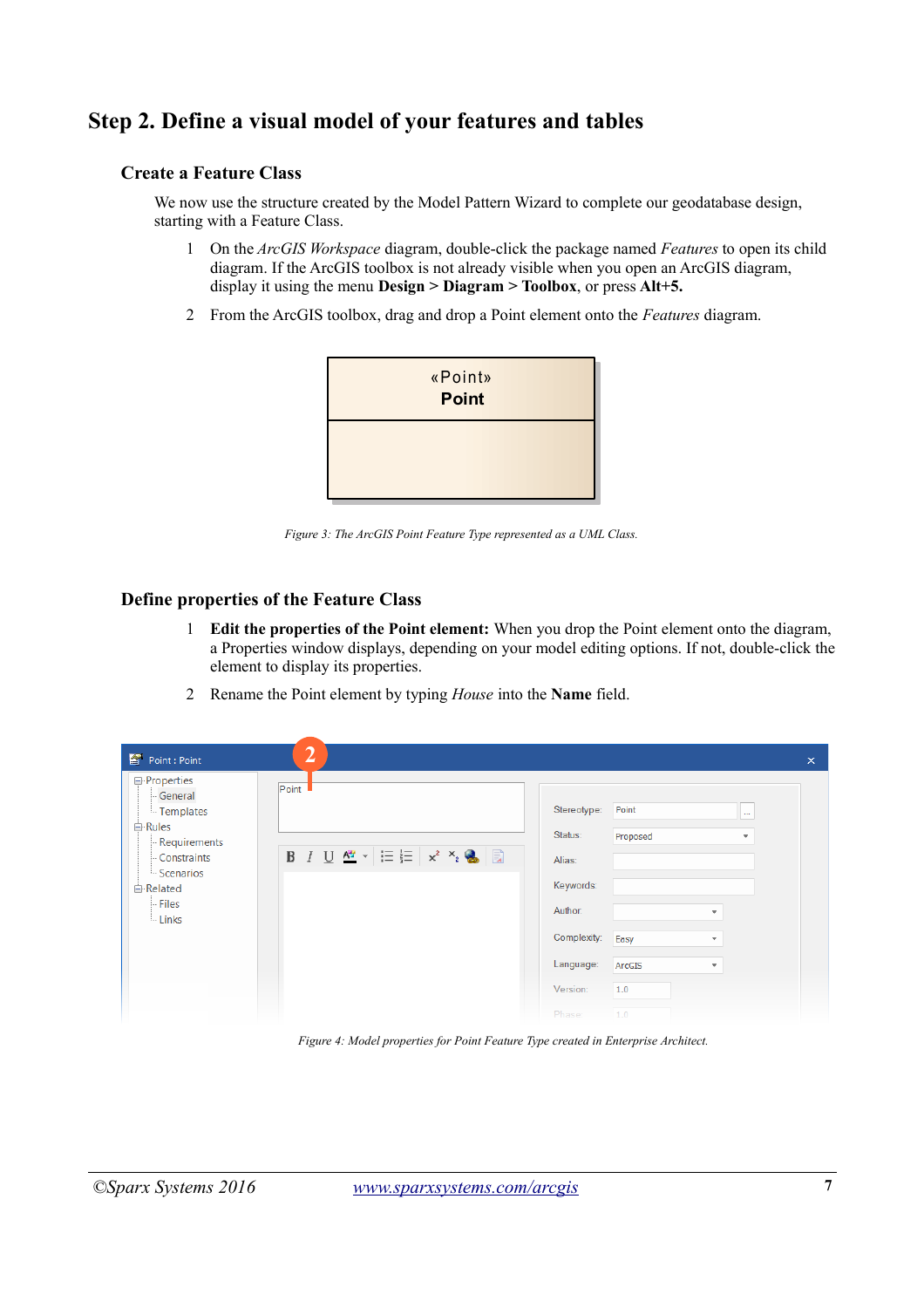## Step 2. Define a visual model of your features and tables

### Create a Feature Class

We now use the structure created by the Model Pattern Wizard to complete our geodatabase design, starting with a Feature Class.

1. On the *ArcGIS Workspace* diagram, double-click the package named *Features* to open its child diagram. If the ArcGIS toolbox is not already visible when you open an ArcGIS diagram, display it using the menu **Design > Diagram > Toolbox**, or press **Alt+5.**
2. From the ArcGIS toolbox, drag and drop a Point element onto the *Features* diagram.

*Figure 3: The ArcGIS Point Feature Type represented as a UML Class.*

### Define properties of the Feature Class

1. **Edit the properties of the Point element:** When you drop the Point element onto the diagram, a Properties window displays, depending on your model editing options. If not, double-click the element to display its properties.
2. Rename the Point element by typing *House* into the **Name** field.

*Figure 4: Model properties for Point Feature Type created in Enterprise Architect.*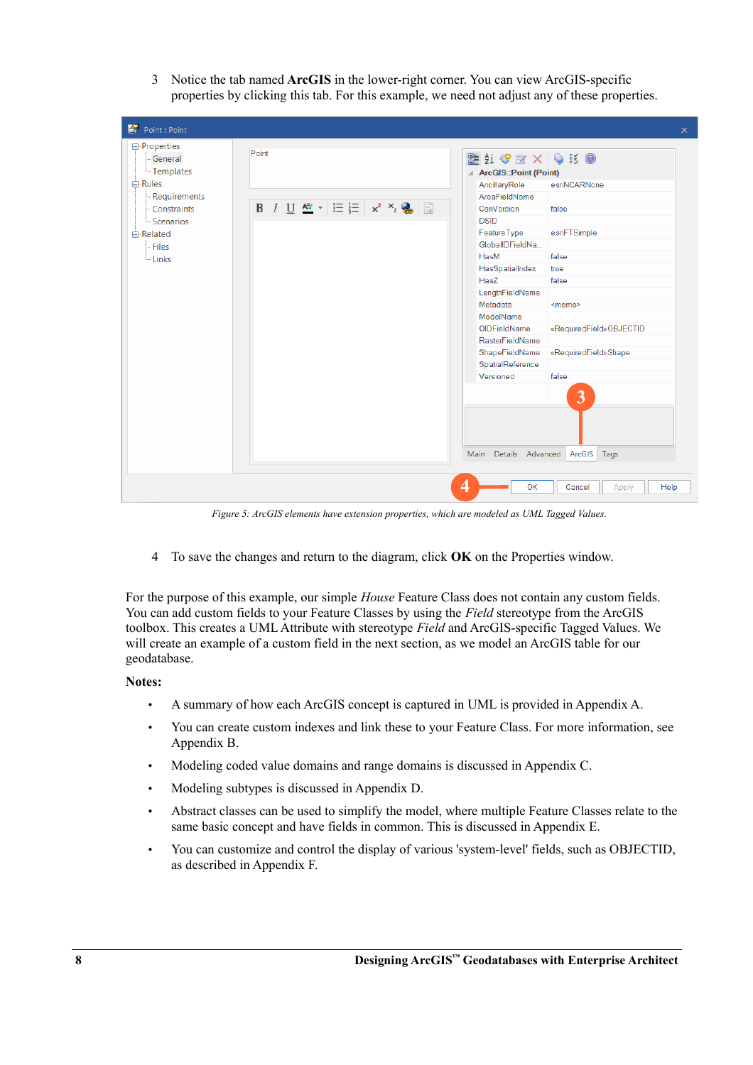3 Notice the tab named **ArcGIS** in the lower-right corner. You can view ArcGIS-specific properties by clicking this tab. For this example, we need not adjust any of these properties.

*Figure 5: ArcGIS elements have extension properties, which are modeled as UML Tagged Values.*

4 To save the changes and return to the diagram, click **OK** on the Properties window.

For the purpose of this example, our simple *House* Feature Class does not contain any custom fields. You can add custom fields to your Feature Classes by using the *Field* stereotype from the ArcGIS toolbox. This creates a UML Attribute with stereotype *Field* and ArcGIS-specific Tagged Values. We will create an example of a custom field in the next section, as we model an ArcGIS table for our geodatabase.

**Notes:**

- A summary of how each ArcGIS concept is captured in UML is provided in Appendix A.
- You can create custom indexes and link these to your Feature Class. For more information, see Appendix B.
- Modeling coded value domains and range domains is discussed in Appendix C.
- Modeling subtypes is discussed in Appendix D.
- Abstract classes can be used to simplify the model, where multiple Feature Classes relate to the same basic concept and have fields in common. This is discussed in Appendix E.
- You can customize and control the display of various 'system-level' fields, such as OBJECTID, as described in Appendix F.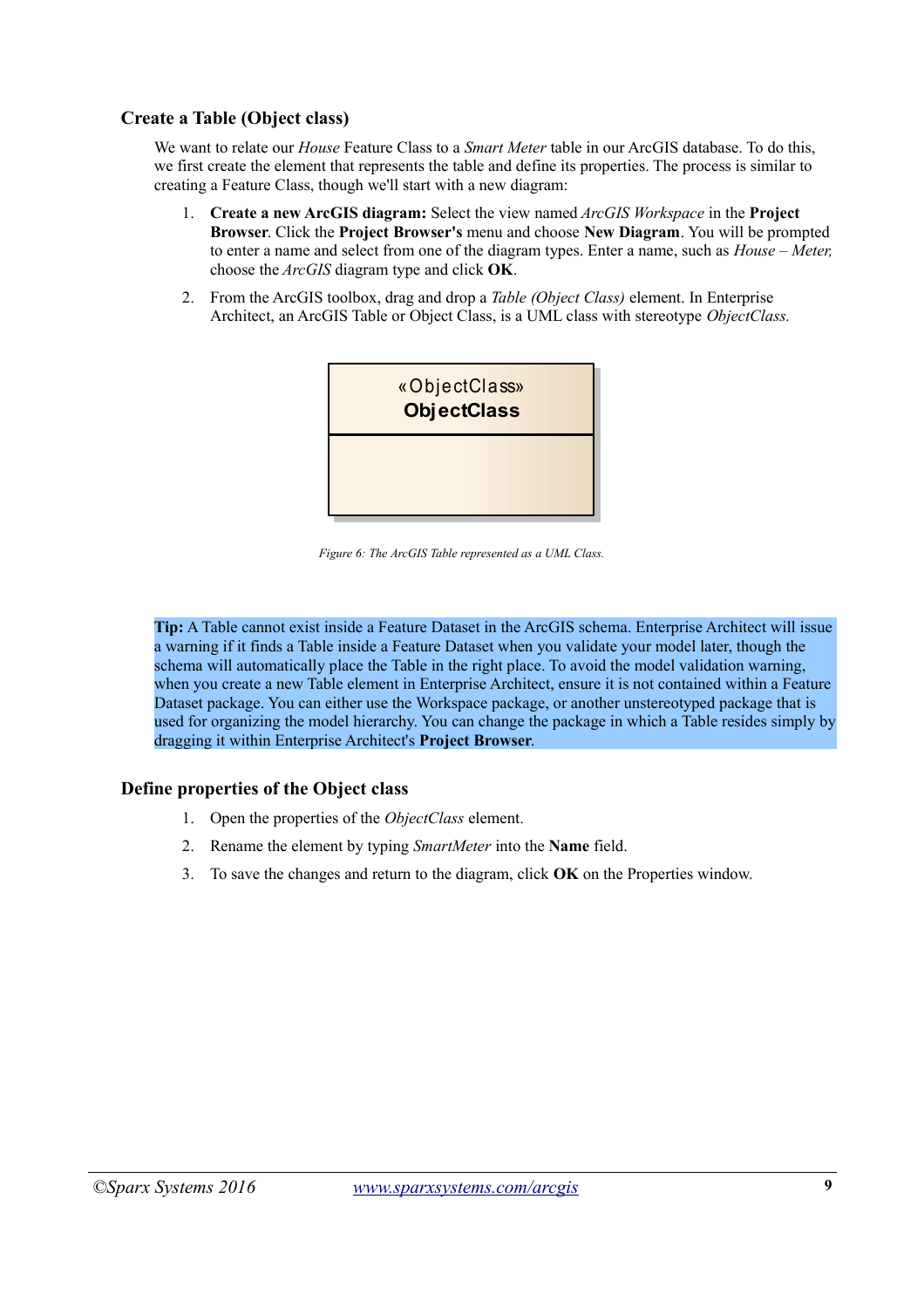### Create a Table (Object class)

We want to relate our *House* Feature Class to a *Smart Meter* table in our ArcGIS database. To do this, we first create the element that represents the table and define its properties. The process is similar to creating a Feature Class, though we'll start with a new diagram:

1. **Create a new ArcGIS diagram:** Select the view named *ArcGIS Workspace* in the **Project Browser**. Click the **Project Browser's** menu and choose **New Diagram**. You will be prompted to enter a name and select from one of the diagram types. Enter a name, such as *House – Meter,* choose the *ArcGIS* diagram type and click **OK**.
2. From the ArcGIS toolbox, drag and drop a *Table (Object Class)* element. In Enterprise Architect, an ArcGIS Table or Object Class, is a UML class with stereotype *ObjectClass.*

«ObjectClass»
**ObjectClass**

*Figure 6: The ArcGIS Table represented as a UML Class.*

**Tip:** A Table cannot exist inside a Feature Dataset in the ArcGIS schema. Enterprise Architect will issue a warning if it finds a Table inside a Feature Dataset when you validate your model later, though the schema will automatically place the Table in the right place. To avoid the model validation warning, when you create a new Table element in Enterprise Architect, ensure it is not contained within a Feature Dataset package. You can either use the Workspace package, or another unstereotyped package that is used for organizing the model hierarchy. You can change the package in which a Table resides simply by dragging it within Enterprise Architect's **Project Browser**.

### Define properties of the Object class

1. Open the properties of the *ObjectClass* element.
2. Rename the element by typing *SmartMeter* into the **Name** field.
3. To save the changes and return to the diagram, click **OK** on the Properties window.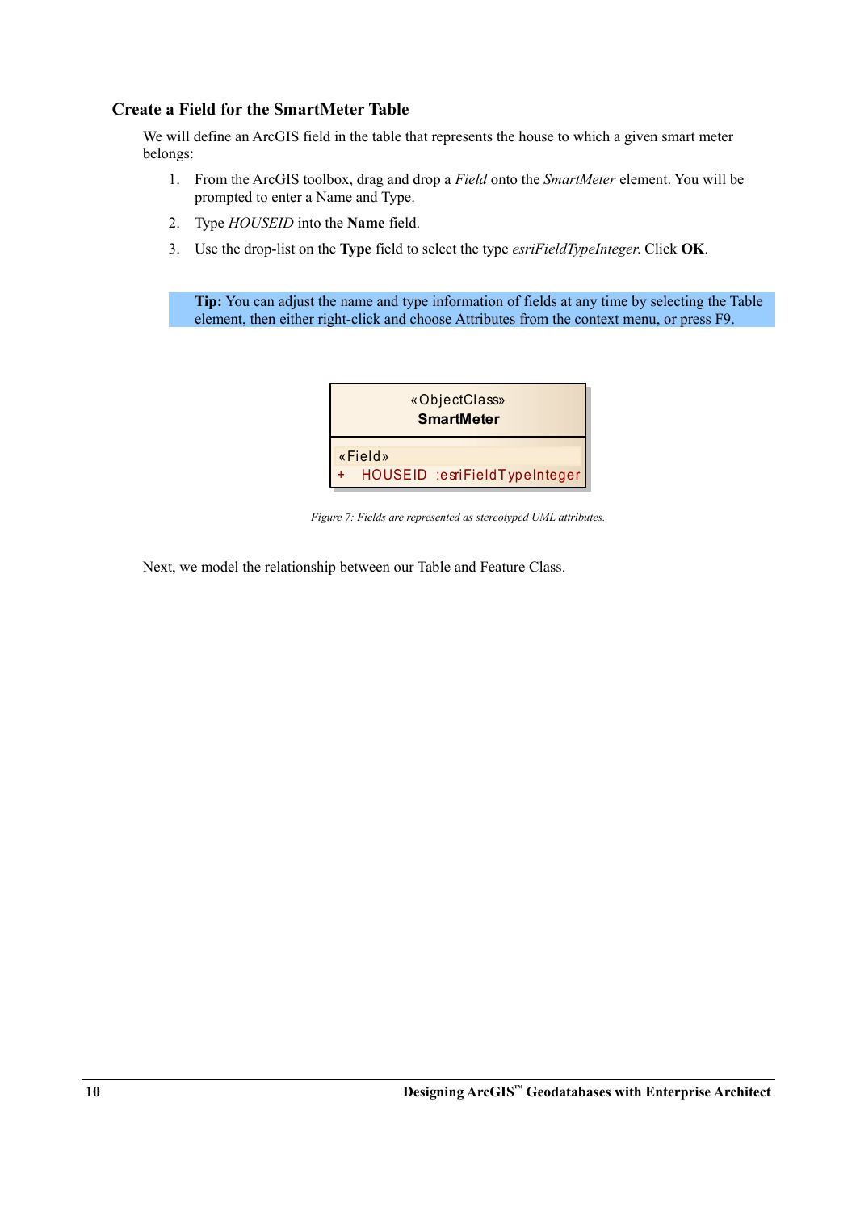### Create a Field for the SmartMeter Table

We will define an ArcGIS field in the table that represents the house to which a given smart meter belongs:

1. From the ArcGIS toolbox, drag and drop a *Field* onto the *SmartMeter* element. You will be prompted to enter a Name and Type.
2. Type *HOUSEID* into the **Name** field.
3. Use the drop-list on the **Type** field to select the type *esriFieldTypeInteger*. Click **OK**.

**Tip:** You can adjust the name and type information of fields at any time by selecting the Table element, then either right-click and choose Attributes from the context menu, or press F9.

«ObjectClass»
**SmartMeter**

«Field»
+ HOUSEID :esriFieldTypeInteger

*Figure 7: Fields are represented as stereotyped UML attributes.*

Next, we model the relationship between our Table and Feature Class.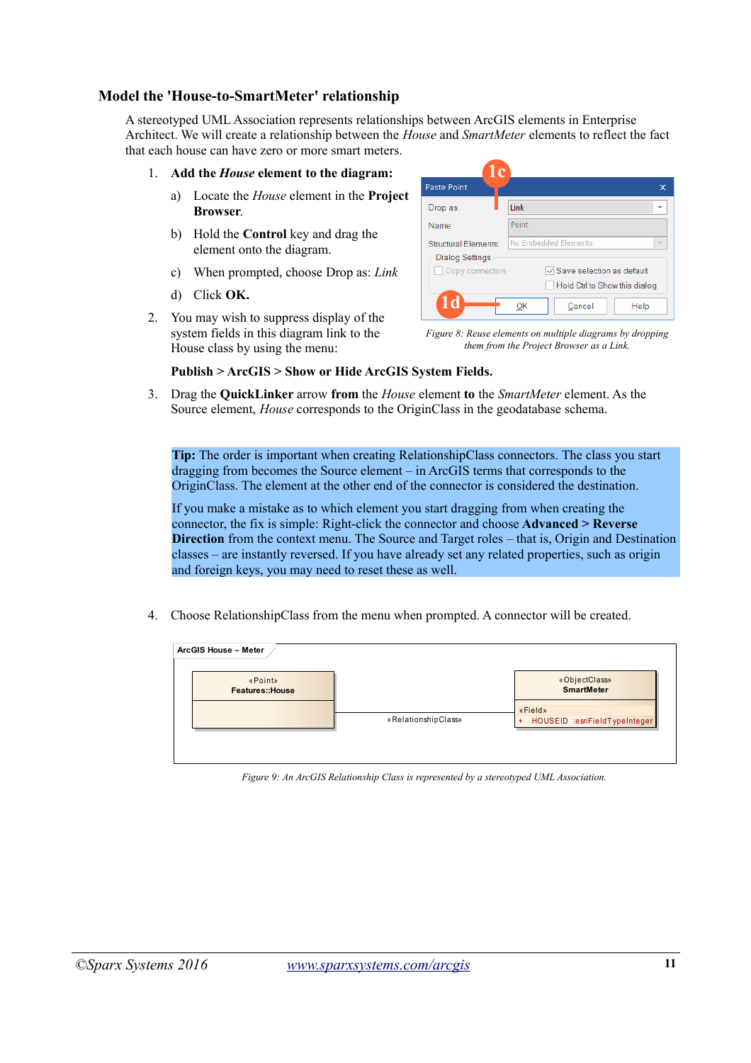### Model the 'House-to-SmartMeter' relationship

A stereotyped UML Association represents relationships between ArcGIS elements in Enterprise Architect. We will create a relationship between the *House* and *SmartMeter* elements to reflect the fact that each house can have zero or more smart meters.

1. **Add the *House* element to the diagram:**
   a) Locate the *House* element in the **Project Browser**.
   b) Hold the **Control** key and drag the element onto the diagram.
   c) When prompted, choose Drop as: *Link*
   d) Click **OK.**

*Figure 8: Reuse elements on multiple diagrams by dropping them from the Project Browser as a Link.*

2. You may wish to suppress display of the system fields in this diagram link to the House class by using the menu:

   **Publish > ArcGIS > Show or Hide ArcGIS System Fields.**

3. Drag the **QuickLinker** arrow **from** the *House* element **to** the *SmartMeter* element. As the Source element, *House* corresponds to the OriginClass in the geodatabase schema.

**Tip:** The order is important when creating RelationshipClass connectors. The class you start dragging from becomes the Source element – in ArcGIS terms that corresponds to the OriginClass. The element at the other end of the connector is considered the destination.

If you make a mistake as to which element you start dragging from when creating the connector, the fix is simple: Right-click the connector and choose **Advanced > Reverse Direction** from the context menu. The Source and Target roles – that is, Origin and Destination classes – are instantly reversed. If you have already set any related properties, such as origin and foreign keys, you may need to reset these as well.

4. Choose RelationshipClass from the menu when prompted. A connector will be created.

*Figure 9: An ArcGIS Relationship Class is represented by a stereotyped UML Association.*

©Sparx Systems 2016 www.sparxsystems.com/arcgis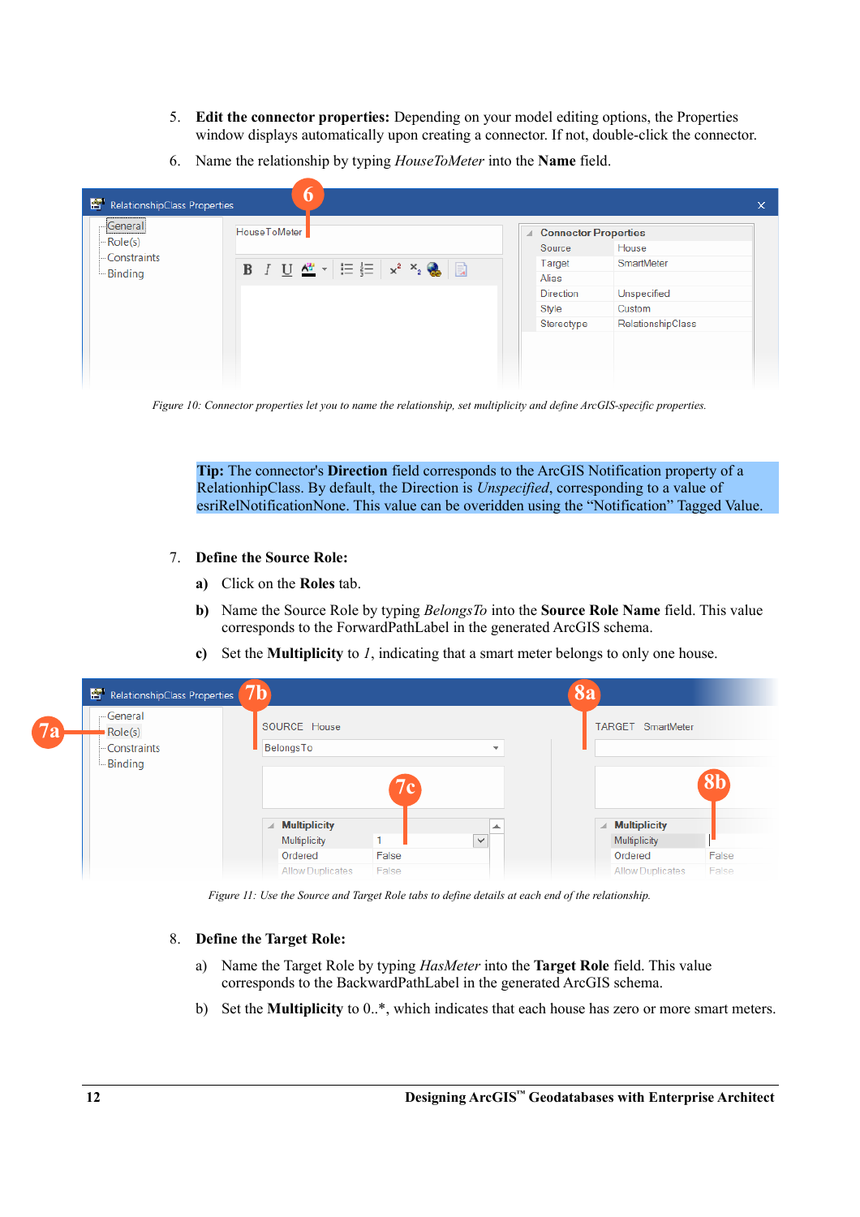5. **Edit the connector properties:** Depending on your model editing options, the Properties window displays automatically upon creating a connector. If not, double-click the connector.
6. Name the relationship by typing *HouseToMeter* into the **Name** field.

*Figure 10: Connector properties let you to name the relationship, set multiplicity and define ArcGIS-specific properties.*

**Tip:** The connector's **Direction** field corresponds to the ArcGIS Notification property of a RelationhipClass. By default, the Direction is *Unspecified*, corresponding to a value of esriRelNotificationNone. This value can be overidden using the "Notification" Tagged Value.

7. **Define the Source Role:**

   **a)** Click on the **Roles** tab.

   **b)** Name the Source Role by typing *BelongsTo* into the **Source Role Name** field. This value corresponds to the ForwardPathLabel in the generated ArcGIS schema.

   **c)** Set the **Multiplicity** to *1*, indicating that a smart meter belongs to only one house.

*Figure 11: Use the Source and Target Role tabs to define details at each end of the relationship.*

8. **Define the Target Role:**

   a) Name the Target Role by typing *HasMeter* into the **Target Role** field. This value corresponds to the BackwardPathLabel in the generated ArcGIS schema.

   b) Set the **Multiplicity** to 0..*, which indicates that each house has zero or more smart meters.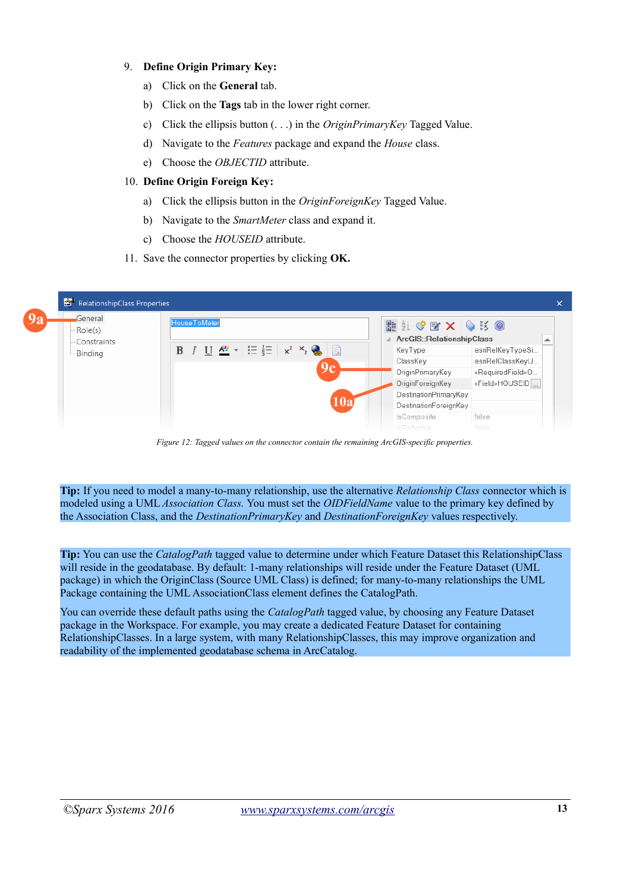9. **Define Origin Primary Key:**
    a) Click on the **General** tab.
    b) Click on the **Tags** tab in the lower right corner.
    c) Click the ellipsis button (. . .) in the *OriginPrimaryKey* Tagged Value.
    d) Navigate to the *Features* package and expand the *House* class.
    e) Choose the *OBJECTID* attribute.
10. **Define Origin Foreign Key:**
    a) Click the ellipsis button in the *OriginForeignKey* Tagged Value.
    b) Navigate to the *SmartMeter* class and expand it.
    c) Choose the *HOUSEID* attribute.
11. Save the connector properties by clicking **OK.**

*Figure 12: Tagged values on the connector contain the remaining ArcGIS-specific properties.*

**Tip:** If you need to model a many-to-many relationship, use the alternative *Relationship Class* connector which is modeled using a UML *Association Class.* You must set the *OIDFieldName* value to the primary key defined by the Association Class, and the *DestinationPrimaryKey* and *DestinationForeignKey* values respectively.

**Tip:** You can use the *CatalogPath* tagged value to determine under which Feature Dataset this RelationshipClass will reside in the geodatabase. By default: 1-many relationships will reside under the Feature Dataset (UML package) in which the OriginClass (Source UML Class) is defined; for many-to-many relationships the UML Package containing the UML AssociationClass element defines the CatalogPath.

You can override these default paths using the *CatalogPath* tagged value, by choosing any Feature Dataset package in the Workspace. For example, you may create a dedicated Feature Dataset for containing RelationshipClasses. In a large system, with many RelationshipClasses, this may improve organization and readability of the implemented geodatabase schema in ArcCatalog.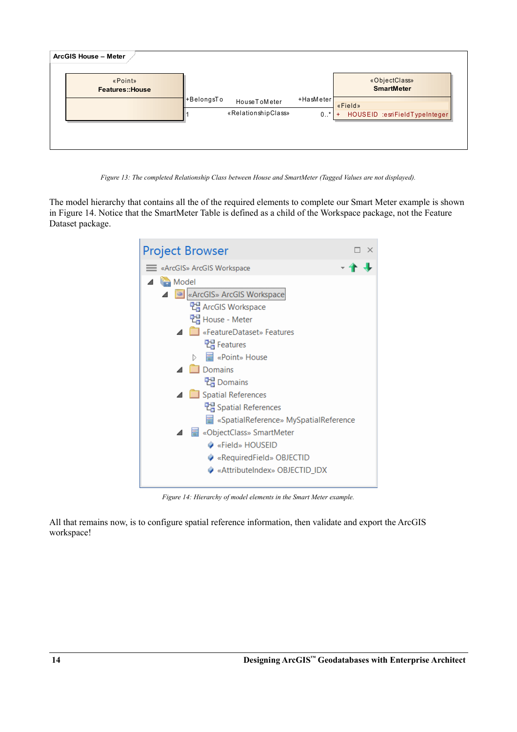*Figure 13: The completed Relationship Class between House and SmartMeter (Tagged Values are not displayed).*

The model hierarchy that contains all the of the required elements to complete our Smart Meter example is shown in Figure 14. Notice that the SmartMeter Table is defined as a child of the Workspace package, not the Feature Dataset package.

*Figure 14: Hierarchy of model elements in the Smart Meter example.*

All that remains now, is to configure spatial reference information, then validate and export the ArcGIS workspace!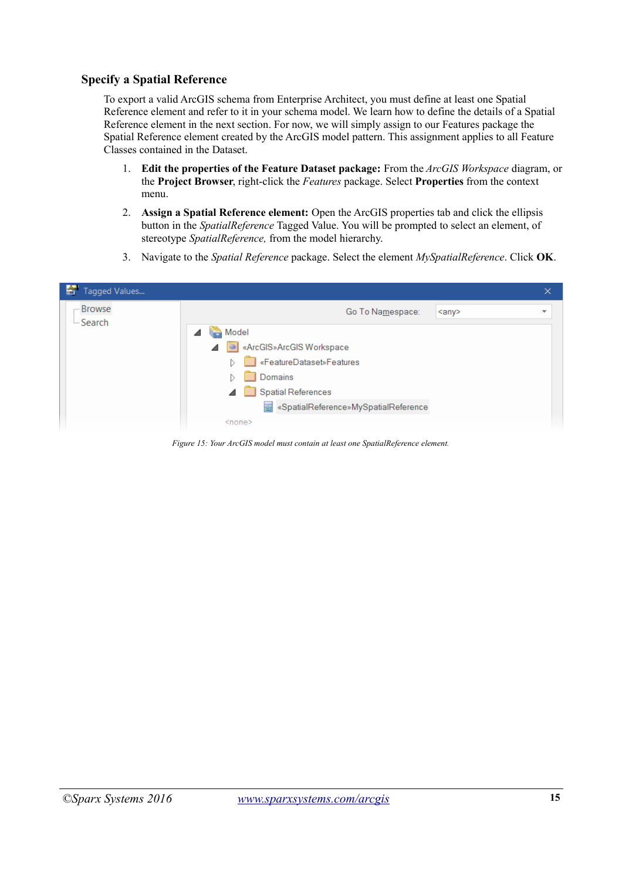### Specify a Spatial Reference

To export a valid ArcGIS schema from Enterprise Architect, you must define at least one Spatial Reference element and refer to it in your schema model. We learn how to define the details of a Spatial Reference element in the next section. For now, we will simply assign to our Features package the Spatial Reference element created by the ArcGIS model pattern. This assignment applies to all Feature Classes contained in the Dataset.

1. **Edit the properties of the Feature Dataset package:** From the *ArcGIS Workspace* diagram, or the **Project Browser**, right-click the *Features* package. Select **Properties** from the context menu.
2. **Assign a Spatial Reference element:** Open the ArcGIS properties tab and click the ellipsis button in the *SpatialReference* Tagged Value. You will be prompted to select an element, of stereotype *SpatialReference,* from the model hierarchy.
3. Navigate to the *Spatial Reference* package. Select the element *MySpatialReference*. Click **OK**.

*Figure 15: Your ArcGIS model must contain at least one SpatialReference element.*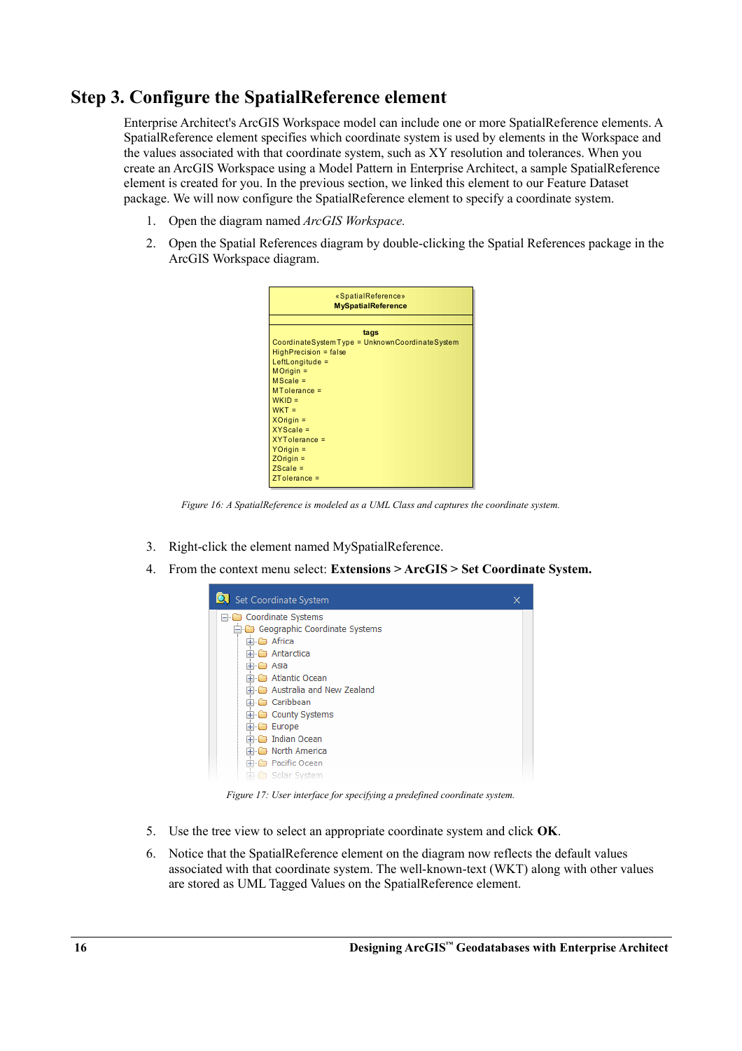## Step 3. Configure the SpatialReference element

Enterprise Architect's ArcGIS Workspace model can include one or more SpatialReference elements. A SpatialReference element specifies which coordinate system is used by elements in the Workspace and the values associated with that coordinate system, such as XY resolution and tolerances. When you create an ArcGIS Workspace using a Model Pattern in Enterprise Architect, a sample SpatialReference element is created for you. In the previous section, we linked this element to our Feature Dataset package. We will now configure the SpatialReference element to specify a coordinate system.

1. Open the diagram named *ArcGIS Workspace.*
2. Open the Spatial References diagram by double-clicking the Spatial References package in the ArcGIS Workspace diagram.

*Figure 16: A SpatialReference is modeled as a UML Class and captures the coordinate system.*

3. Right-click the element named MySpatialReference.
4. From the context menu select: **Extensions > ArcGIS > Set Coordinate System.**

*Figure 17: User interface for specifying a predefined coordinate system.*

5. Use the tree view to select an appropriate coordinate system and click **OK**.
6. Notice that the SpatialReference element on the diagram now reflects the default values associated with that coordinate system. The well-known-text (WKT) along with other values are stored as UML Tagged Values on the SpatialReference element.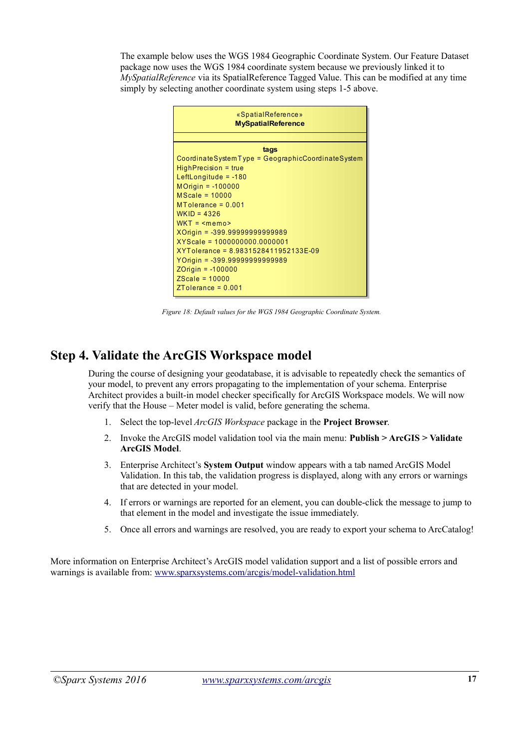The example below uses the WGS 1984 Geographic Coordinate System. Our Feature Dataset package now uses the WGS 1984 coordinate system because we previously linked it to *MySpatialReference* via its SpatialReference Tagged Value. This can be modified at any time simply by selecting another coordinate system using steps 1-5 above.

```
«SpatialReference»
MySpatialReference

tags
CoordinateSystemType = GeographicCoordinateSystem
HighPrecision = true
LeftLongitude = -180
MOrigin = -100000
MScale = 10000
MTolerance = 0.001
WKID = 4326
WKT = <memo>
XOrigin = -399.99999999999989
XYScale = 1000000000.0000001
XYTolerance = 8.9831528411952133E-09
YOrigin = -399.99999999999989
ZOrigin = -100000
ZScale = 10000
ZTolerance = 0.001
```

*Figure 18: Default values for the WGS 1984 Geographic Coordinate System.*

## Step 4. Validate the ArcGIS Workspace model

During the course of designing your geodatabase, it is advisable to repeatedly check the semantics of your model, to prevent any errors propagating to the implementation of your schema. Enterprise Architect provides a built-in model checker specifically for ArcGIS Workspace models. We will now verify that the House – Meter model is valid, before generating the schema.

1. Select the top-level *ArcGIS Workspace* package in the **Project Browser**.
2. Invoke the ArcGIS model validation tool via the main menu: **Publish > ArcGIS > Validate ArcGIS Model**.
3. Enterprise Architect's **System Output** window appears with a tab named ArcGIS Model Validation. In this tab, the validation progress is displayed, along with any errors or warnings that are detected in your model.
4. If errors or warnings are reported for an element, you can double-click the message to jump to that element in the model and investigate the issue immediately.
5. Once all errors and warnings are resolved, you are ready to export your schema to ArcCatalog!

More information on Enterprise Architect's ArcGIS model validation support and a list of possible errors and warnings is available from: [www.sparxsystems.com/arcgis/model-validation.html](http://www.sparxsystems.com/arcgis/model-validation.html)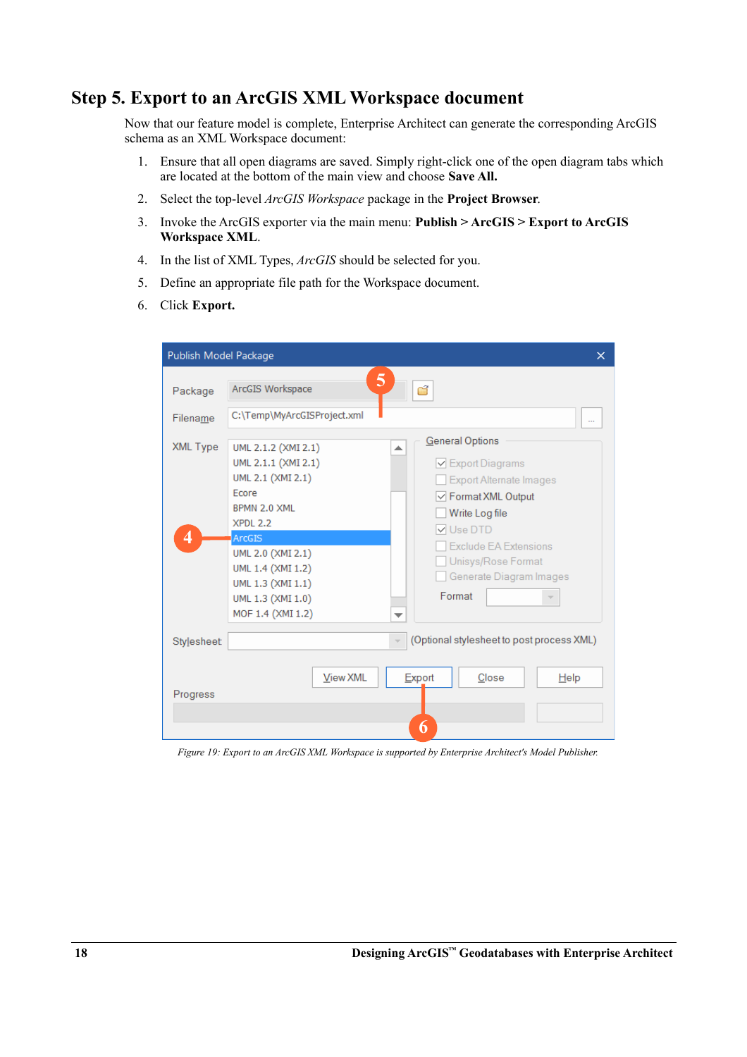## Step 5. Export to an ArcGIS XML Workspace document

Now that our feature model is complete, Enterprise Architect can generate the corresponding ArcGIS schema as an XML Workspace document:

1. Ensure that all open diagrams are saved. Simply right-click one of the open diagram tabs which are located at the bottom of the main view and choose **Save All.**
2. Select the top-level *ArcGIS Workspace* package in the **Project Browser**.
3. Invoke the ArcGIS exporter via the main menu: **Publish > ArcGIS > Export to ArcGIS Workspace XML**.
4. In the list of XML Types, *ArcGIS* should be selected for you.
5. Define an appropriate file path for the Workspace document.
6. Click **Export.**

*Figure 19: Export to an ArcGIS XML Workspace is supported by Enterprise Architect's Model Publisher.*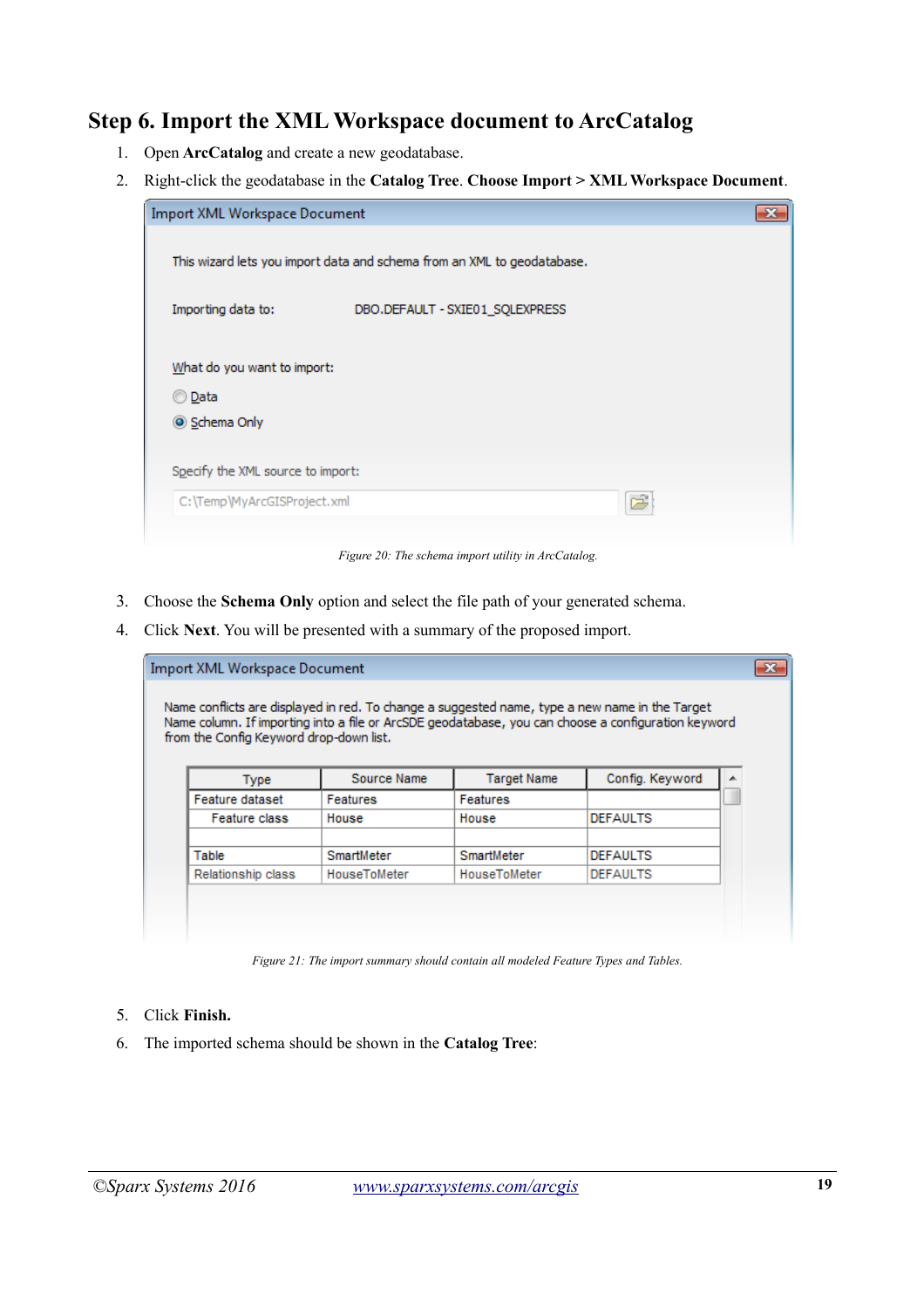## Step 6. Import the XML Workspace document to ArcCatalog

1. Open **ArcCatalog** and create a new geodatabase.
2. Right-click the geodatabase in the **Catalog Tree**. **Choose Import > XML Workspace Document**.

Figure 20: The schema import utility in ArcCatalog.

3. Choose the **Schema Only** option and select the file path of your generated schema.
4. Click **Next**. You will be presented with a summary of the proposed import.

Figure 21: The import summary should contain all modeled Feature Types and Tables.

5. Click **Finish.**
6. The imported schema should be shown in the **Catalog Tree**: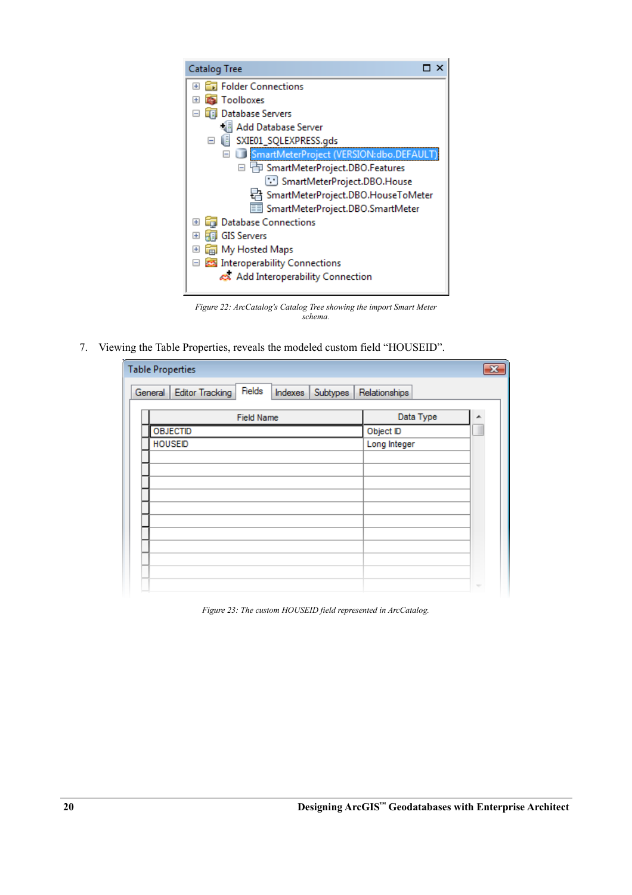Figure 22: ArcCatalog's Catalog Tree showing the import Smart Meter schema.

7. Viewing the Table Properties, reveals the modeled custom field "HOUSEID".

Figure 23: The custom HOUSEID field represented in ArcCatalog.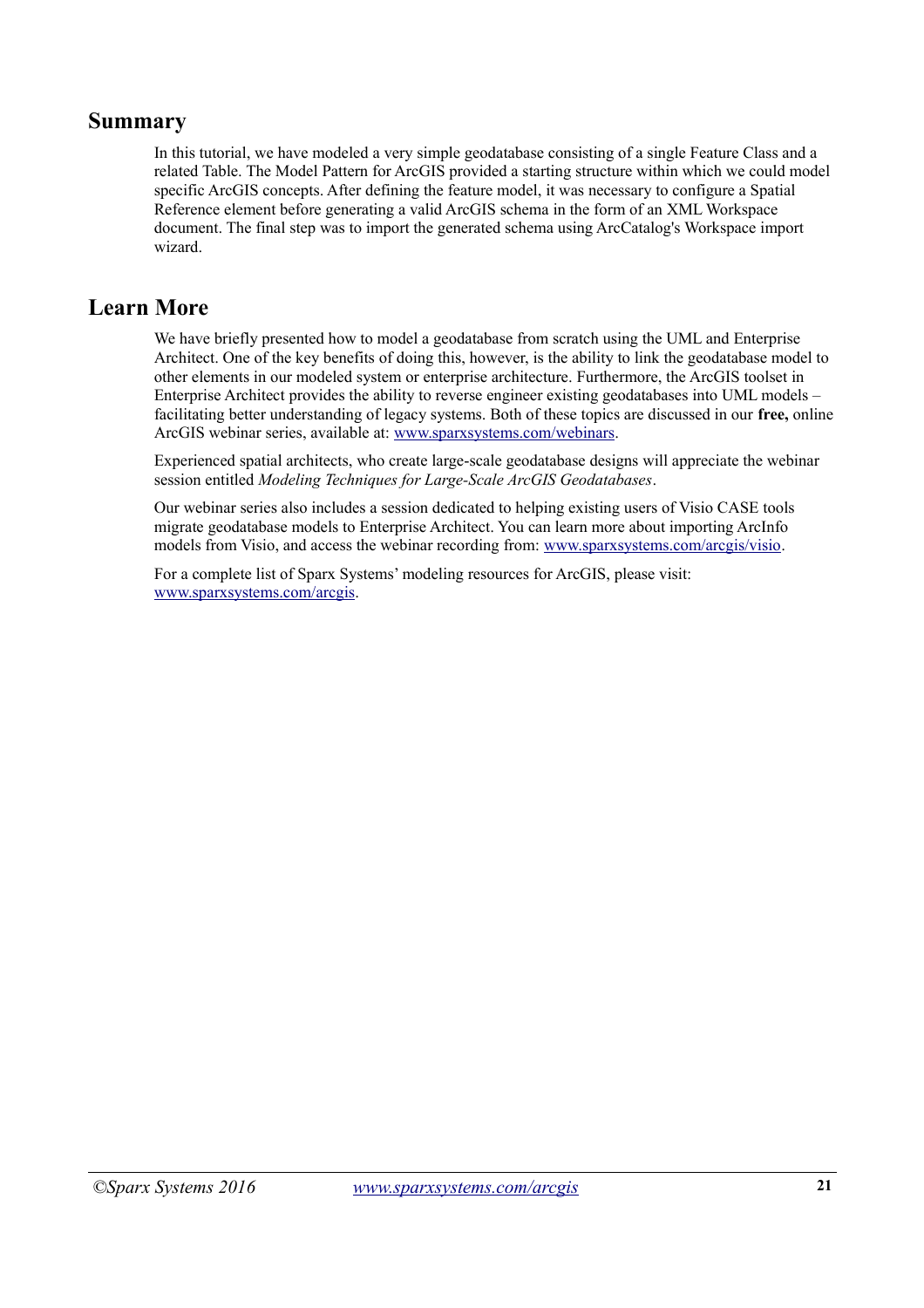## Summary

In this tutorial, we have modeled a very simple geodatabase consisting of a single Feature Class and a related Table. The Model Pattern for ArcGIS provided a starting structure within which we could model specific ArcGIS concepts. After defining the feature model, it was necessary to configure a Spatial Reference element before generating a valid ArcGIS schema in the form of an XML Workspace document. The final step was to import the generated schema using ArcCatalog's Workspace import wizard.

## Learn More

We have briefly presented how to model a geodatabase from scratch using the UML and Enterprise Architect. One of the key benefits of doing this, however, is the ability to link the geodatabase model to other elements in our modeled system or enterprise architecture. Furthermore, the ArcGIS toolset in Enterprise Architect provides the ability to reverse engineer existing geodatabases into UML models – facilitating better understanding of legacy systems. Both of these topics are discussed in our **free,** online ArcGIS webinar series, available at: [www.sparxsystems.com/webinars](www.sparxsystems.com/webinars).

Experienced spatial architects, who create large-scale geodatabase designs will appreciate the webinar session entitled *Modeling Techniques for Large-Scale ArcGIS Geodatabases*.

Our webinar series also includes a session dedicated to helping existing users of Visio CASE tools migrate geodatabase models to Enterprise Architect. You can learn more about importing ArcInfo models from Visio, and access the webinar recording from: [www.sparxsystems.com/arcgis/visio](www.sparxsystems.com/arcgis/visio).

For a complete list of Sparx Systems' modeling resources for ArcGIS, please visit: [www.sparxsystems.com/arcgis](www.sparxsystems.com/arcgis).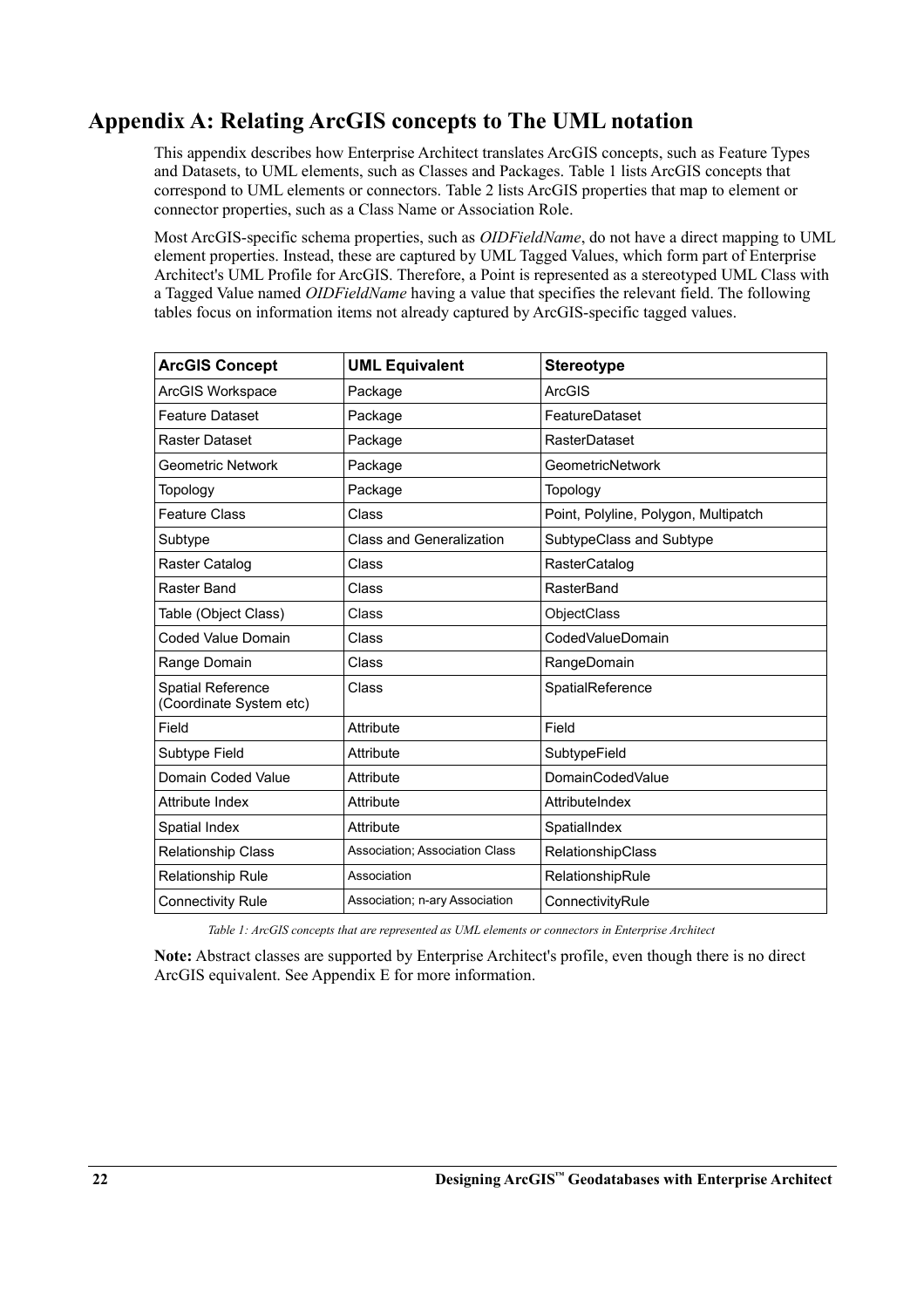# Appendix A: Relating ArcGIS concepts to The UML notation

This appendix describes how Enterprise Architect translates ArcGIS concepts, such as Feature Types and Datasets, to UML elements, such as Classes and Packages. Table 1 lists ArcGIS concepts that correspond to UML elements or connectors. Table 2 lists ArcGIS properties that map to element or connector properties, such as a Class Name or Association Role.

Most ArcGIS-specific schema properties, such as *OIDFieldName*, do not have a direct mapping to UML element properties. Instead, these are captured by UML Tagged Values, which form part of Enterprise Architect's UML Profile for ArcGIS. Therefore, a Point is represented as a stereotyped UML Class with a Tagged Value named *OIDFieldName* having a value that specifies the relevant field. The following tables focus on information items not already captured by ArcGIS-specific tagged values.

| ArcGIS Concept | UML Equivalent | Stereotype |
|---|---|---|
| ArcGIS Workspace | Package | ArcGIS |
| Feature Dataset | Package | FeatureDataset |
| Raster Dataset | Package | RasterDataset |
| Geometric Network | Package | GeometricNetwork |
| Topology | Package | Topology |
| Feature Class | Class | Point, Polyline, Polygon, Multipatch |
| Subtype | Class and Generalization | SubtypeClass and Subtype |
| Raster Catalog | Class | RasterCatalog |
| Raster Band | Class | RasterBand |
| Table (Object Class) | Class | ObjectClass |
| Coded Value Domain | Class | CodedValueDomain |
| Range Domain | Class | RangeDomain |
| Spatial Reference (Coordinate System etc) | Class | SpatialReference |
| Field | Attribute | Field |
| Subtype Field | Attribute | SubtypeField |
| Domain Coded Value | Attribute | DomainCodedValue |
| Attribute Index | Attribute | AttributeIndex |
| Spatial Index | Attribute | SpatialIndex |
| Relationship Class | Association; Association Class | RelationshipClass |
| Relationship Rule | Association | RelationshipRule |
| Connectivity Rule | Association; n-ary Association | ConnectivityRule |

*Table 1: ArcGIS concepts that are represented as UML elements or connectors in Enterprise Architect*

**Note:** Abstract classes are supported by Enterprise Architect's profile, even though there is no direct ArcGIS equivalent. See Appendix E for more information.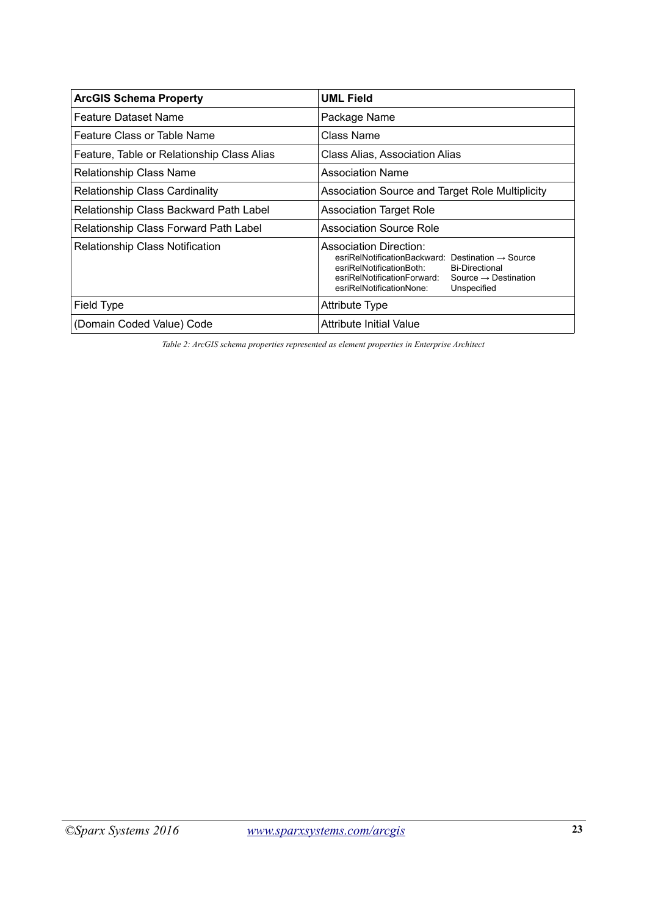| ArcGIS Schema Property | UML Field |
| --- | --- |
| Feature Dataset Name | Package Name |
| Feature Class or Table Name | Class Name |
| Feature, Table or Relationship Class Alias | Class Alias, Association Alias |
| Relationship Class Name | Association Name |
| Relationship Class Cardinality | Association Source and Target Role Multiplicity |
| Relationship Class Backward Path Label | Association Target Role |
| Relationship Class Forward Path Label | Association Source Role |
| Relationship Class Notification | Association Direction:<br>esriRelNotificationBackward: Destination → Source<br>esriRelNotificationBoth: Bi-Directional<br>esriRelNotificationForward: Source → Destination<br>esriRelNotificationNone: Unspecified |
| Field Type | Attribute Type |
| (Domain Coded Value) Code | Attribute Initial Value |

*Table 2: ArcGIS schema properties represented as element properties in Enterprise Architect*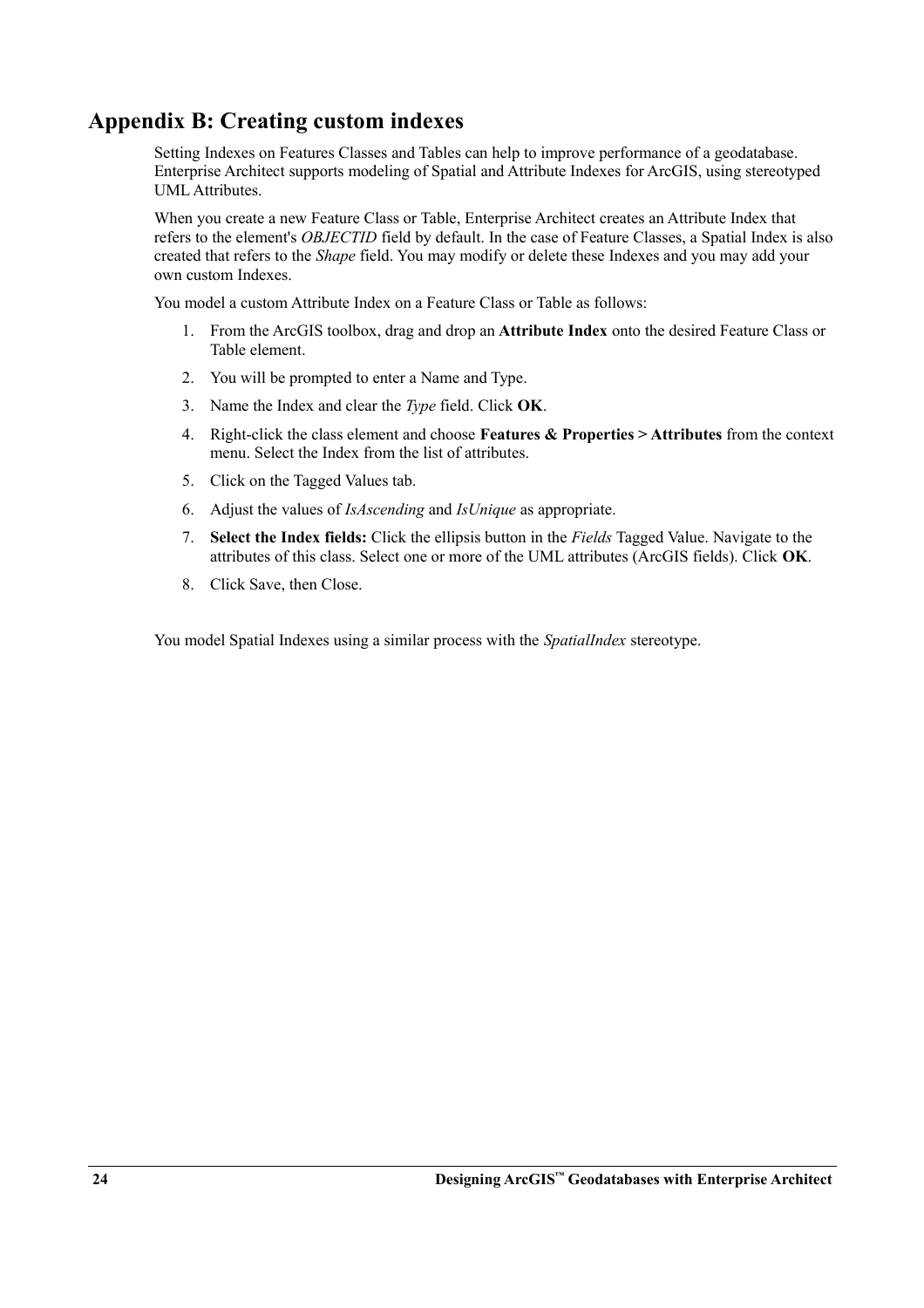# Appendix B: Creating custom indexes

Setting Indexes on Features Classes and Tables can help to improve performance of a geodatabase. Enterprise Architect supports modeling of Spatial and Attribute Indexes for ArcGIS, using stereotyped UML Attributes.

When you create a new Feature Class or Table, Enterprise Architect creates an Attribute Index that refers to the element's *OBJECTID* field by default. In the case of Feature Classes, a Spatial Index is also created that refers to the *Shape* field. You may modify or delete these Indexes and you may add your own custom Indexes.

You model a custom Attribute Index on a Feature Class or Table as follows:

1. From the ArcGIS toolbox, drag and drop an **Attribute Index** onto the desired Feature Class or Table element.
2. You will be prompted to enter a Name and Type.
3. Name the Index and clear the *Type* field. Click **OK**.
4. Right-click the class element and choose **Features & Properties > Attributes** from the context menu. Select the Index from the list of attributes.
5. Click on the Tagged Values tab.
6. Adjust the values of *IsAscending* and *IsUnique* as appropriate.
7. **Select the Index fields:** Click the ellipsis button in the *Fields* Tagged Value. Navigate to the attributes of this class. Select one or more of the UML attributes (ArcGIS fields). Click **OK**.
8. Click Save, then Close.

You model Spatial Indexes using a similar process with the *SpatialIndex* stereotype.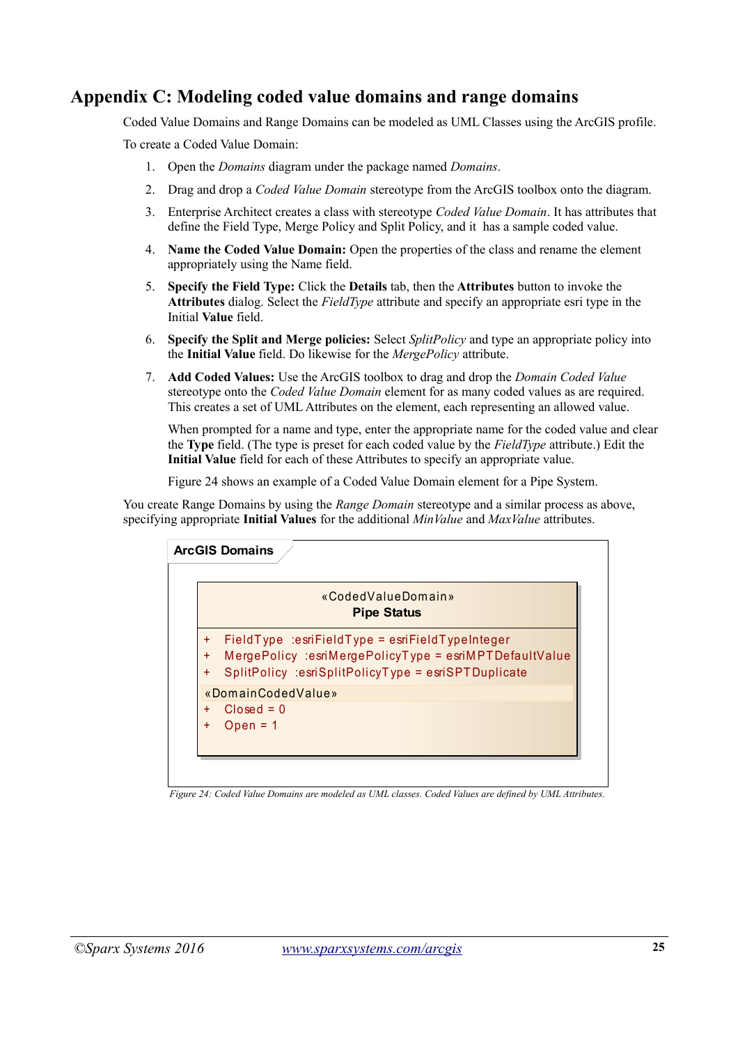# Appendix C: Modeling coded value domains and range domains

Coded Value Domains and Range Domains can be modeled as UML Classes using the ArcGIS profile.

To create a Coded Value Domain:

1. Open the *Domains* diagram under the package named *Domains*.
2. Drag and drop a *Coded Value Domain* stereotype from the ArcGIS toolbox onto the diagram.
3. Enterprise Architect creates a class with stereotype *Coded Value Domain*. It has attributes that define the Field Type, Merge Policy and Split Policy, and it has a sample coded value.
4. **Name the Coded Value Domain:** Open the properties of the class and rename the element appropriately using the Name field.
5. **Specify the Field Type:** Click the **Details** tab, then the **Attributes** button to invoke the **Attributes** dialog. Select the *FieldType* attribute and specify an appropriate esri type in the Initial **Value** field.
6. **Specify the Split and Merge policies:** Select *SplitPolicy* and type an appropriate policy into the **Initial Value** field. Do likewise for the *MergePolicy* attribute.
7. **Add Coded Values:** Use the ArcGIS toolbox to drag and drop the *Domain Coded Value* stereotype onto the *Coded Value Domain* element for as many coded values as are required. This creates a set of UML Attributes on the element, each representing an allowed value.

   When prompted for a name and type, enter the appropriate name for the coded value and clear the **Type** field. (The type is preset for each coded value by the *FieldType* attribute.) Edit the **Initial Value** field for each of these Attributes to specify an appropriate value.

   Figure 24 shows an example of a Coded Value Domain element for a Pipe System.

You create Range Domains by using the *Range Domain* stereotype and a similar process as above, specifying appropriate **Initial Values** for the additional *MinValue* and *MaxValue* attributes.

ArcGIS Domains

«CodedValueDomain»
**Pipe Status**

+ FieldType :esriFieldType = esriFieldTypeInteger
+ MergePolicy :esriMergePolicyType = esriMPTDefaultValue
+ SplitPolicy :esriSplitPolicyType = esriSPTDuplicate

«DomainCodedValue»
+ Closed = 0
+ Open = 1

*Figure 24: Coded Value Domains are modeled as UML classes. Coded Values are defined by UML Attributes.*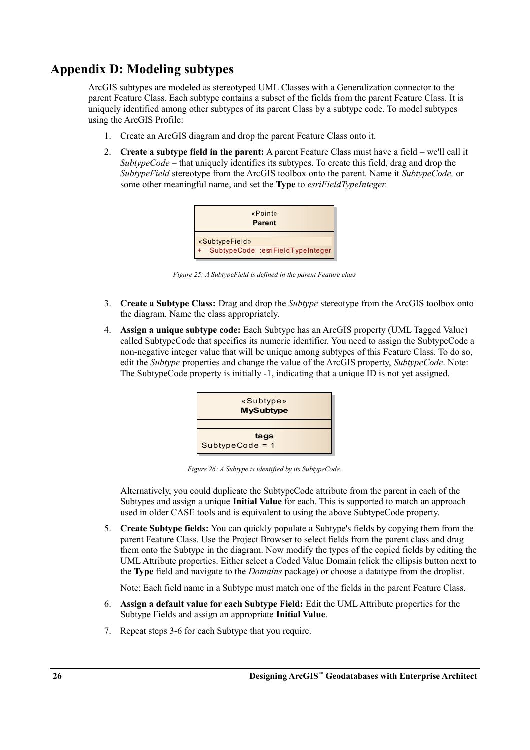# Appendix D: Modeling subtypes

ArcGIS subtypes are modeled as stereotyped UML Classes with a Generalization connector to the parent Feature Class. Each subtype contains a subset of the fields from the parent Feature Class. It is uniquely identified among other subtypes of its parent Class by a subtype code. To model subtypes using the ArcGIS Profile:

1. Create an ArcGIS diagram and drop the parent Feature Class onto it.
2. **Create a subtype field in the parent:** A parent Feature Class must have a field – we'll call it *SubtypeCode* – that uniquely identifies its subtypes. To create this field, drag and drop the *SubtypeField* stereotype from the ArcGIS toolbox onto the parent. Name it *SubtypeCode,* or some other meaningful name, and set the **Type** to *esriFieldTypeInteger.*

   «Point»
   **Parent**

   «SubtypeField»
   \+ SubtypeCode :esriFieldTypeInteger

   *Figure 25: A SubtypeField is defined in the parent Feature class*

3. **Create a Subtype Class:** Drag and drop the *Subtype* stereotype from the ArcGIS toolbox onto the diagram. Name the class appropriately.
4. **Assign a unique subtype code:** Each Subtype has an ArcGIS property (UML Tagged Value) called SubtypeCode that specifies its numeric identifier. You need to assign the SubtypeCode a non-negative integer value that will be unique among subtypes of this Feature Class. To do so, edit the *Subtype* properties and change the value of the ArcGIS property, *SubtypeCode*. Note: The SubtypeCode property is initially -1, indicating that a unique ID is not yet assigned.

   «Subtype»
   **MySubtype**

   **tags**
   SubtypeCode = 1

   *Figure 26: A Subtype is identified by its SubtypeCode.*

   Alternatively, you could duplicate the SubtypeCode attribute from the parent in each of the Subtypes and assign a unique **Initial Value** for each. This is supported to match an approach used in older CASE tools and is equivalent to using the above SubtypeCode property.

5. **Create Subtype fields:** You can quickly populate a Subtype's fields by copying them from the parent Feature Class. Use the Project Browser to select fields from the parent class and drag them onto the Subtype in the diagram. Now modify the types of the copied fields by editing the UML Attribute properties. Either select a Coded Value Domain (click the ellipsis button next to the **Type** field and navigate to the *Domains* package) or choose a datatype from the droplist.

   Note: Each field name in a Subtype must match one of the fields in the parent Feature Class.

6. **Assign a default value for each Subtype Field:** Edit the UML Attribute properties for the Subtype Fields and assign an appropriate **Initial Value**.
7. Repeat steps 3-6 for each Subtype that you require.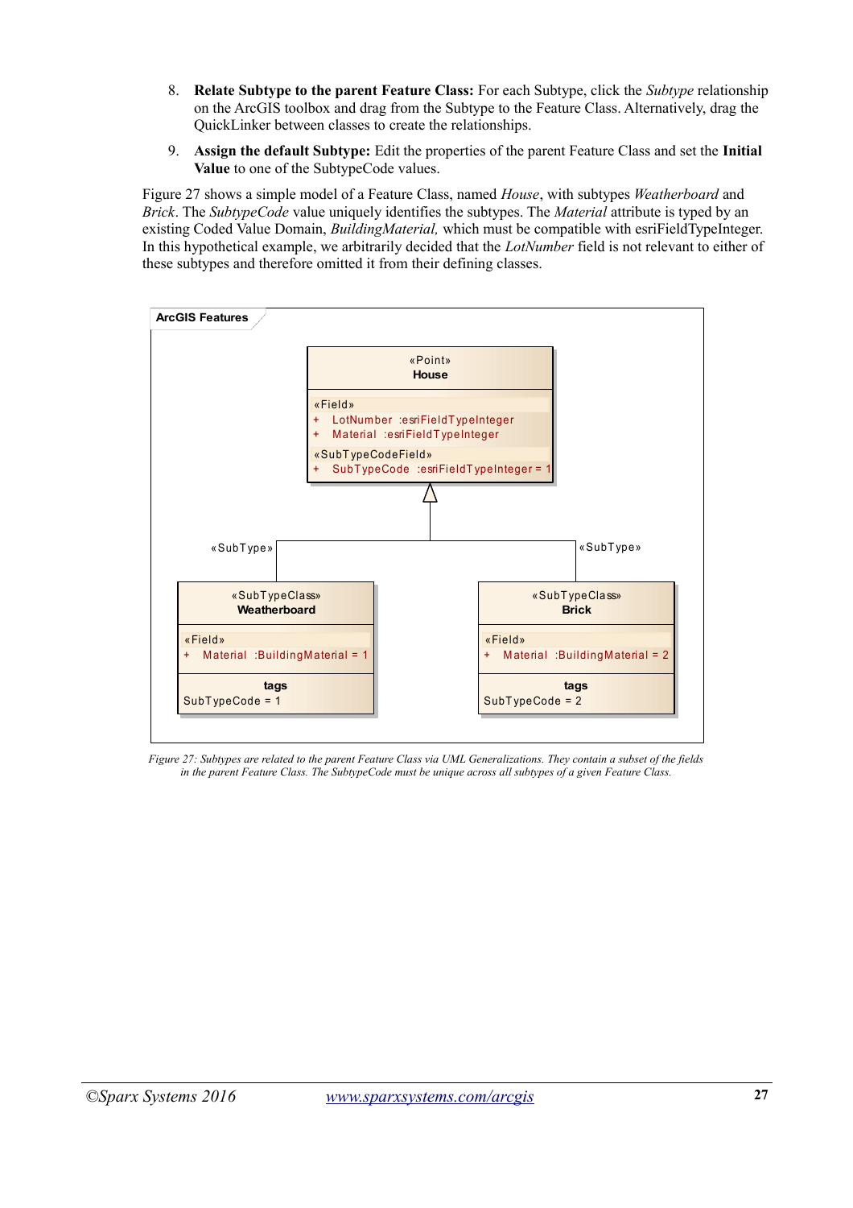8. **Relate Subtype to the parent Feature Class:** For each Subtype, click the *Subtype* relationship on the ArcGIS toolbox and drag from the Subtype to the Feature Class. Alternatively, drag the QuickLinker between classes to create the relationships.

9. **Assign the default Subtype:** Edit the properties of the parent Feature Class and set the **Initial Value** to one of the SubtypeCode values.

Figure 27 shows a simple model of a Feature Class, named *House*, with subtypes *Weatherboard* and *Brick*. The *SubtypeCode* value uniquely identifies the subtypes. The *Material* attribute is typed by an existing Coded Value Domain, *BuildingMaterial,* which must be compatible with esriFieldTypeInteger. In this hypothetical example, we arbitrarily decided that the *LotNumber* field is not relevant to either of these subtypes and therefore omitted it from their defining classes.

ArcGIS Features

«Point»
**House**

«Field»
+ LotNumber :esriFieldTypeInteger
+ Material :esriFieldTypeInteger

«SubTypeCodeField»
+ SubTypeCode :esriFieldTypeInteger = 1

«SubType» «SubType»

«SubTypeClass»
**Weatherboard**

«Field»
+ Material :BuildingMaterial = 1

tags
SubTypeCode = 1

«SubTypeClass»
**Brick**

«Field»
+ Material :BuildingMaterial = 2

tags
SubTypeCode = 2

*Figure 27: Subtypes are related to the parent Feature Class via UML Generalizations. They contain a subset of the fields in the parent Feature Class. The SubtypeCode must be unique across all subtypes of a given Feature Class.*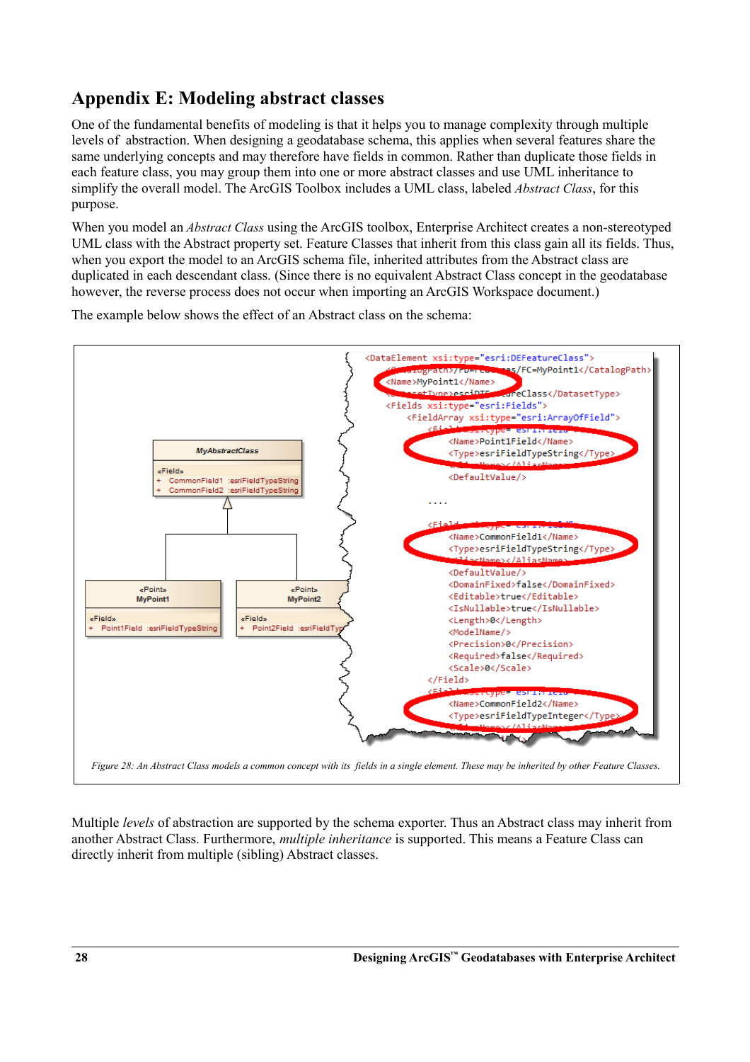# Appendix E: Modeling abstract classes

One of the fundamental benefits of modeling is that it helps you to manage complexity through multiple levels of abstraction. When designing a geodatabase schema, this applies when several features share the same underlying concepts and may therefore have fields in common. Rather than duplicate those fields in each feature class, you may group them into one or more abstract classes and use UML inheritance to simplify the overall model. The ArcGIS Toolbox includes a UML class, labeled *Abstract Class*, for this purpose.

When you model an *Abstract Class* using the ArcGIS toolbox, Enterprise Architect creates a non-stereotyped UML class with the Abstract property set. Feature Classes that inherit from this class gain all its fields. Thus, when you export the model to an ArcGIS schema file, inherited attributes from the Abstract class are duplicated in each descendant class. (Since there is no equivalent Abstract Class concept in the geodatabase however, the reverse process does not occur when importing an ArcGIS Workspace document.)

The example below shows the effect of an Abstract class on the schema:

*Figure 28: An Abstract Class models a common concept with its fields in a single element. These may be inherited by other Feature Classes.*

Multiple *levels* of abstraction are supported by the schema exporter. Thus an Abstract class may inherit from another Abstract Class. Furthermore, *multiple inheritance* is supported. This means a Feature Class can directly inherit from multiple (sibling) Abstract classes.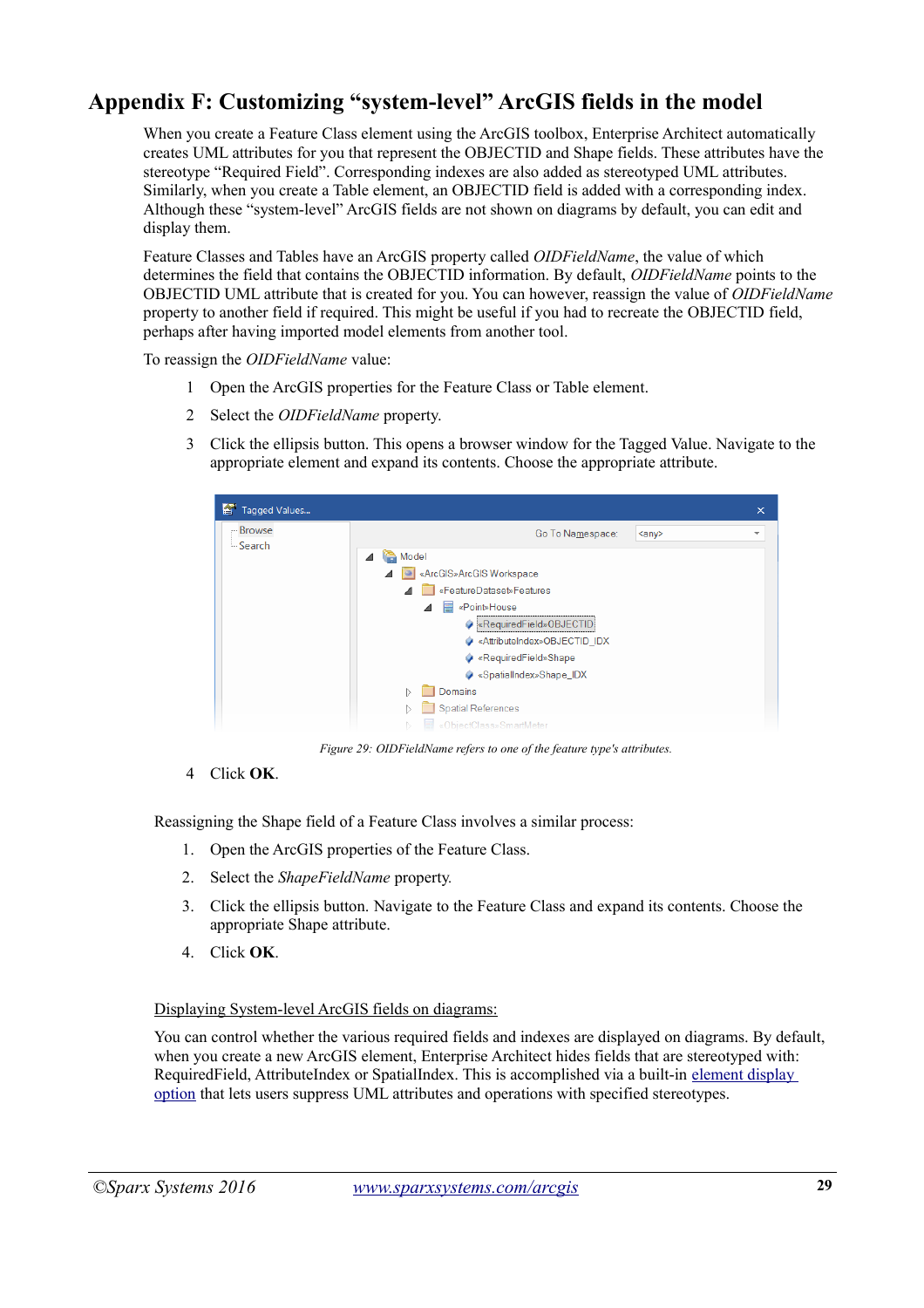# Appendix F: Customizing "system-level" ArcGIS fields in the model

When you create a Feature Class element using the ArcGIS toolbox, Enterprise Architect automatically creates UML attributes for you that represent the OBJECTID and Shape fields. These attributes have the stereotype "Required Field". Corresponding indexes are also added as stereotyped UML attributes. Similarly, when you create a Table element, an OBJECTID field is added with a corresponding index. Although these "system-level" ArcGIS fields are not shown on diagrams by default, you can edit and display them.

Feature Classes and Tables have an ArcGIS property called *OIDFieldName*, the value of which determines the field that contains the OBJECTID information. By default, *OIDFieldName* points to the OBJECTID UML attribute that is created for you. You can however, reassign the value of *OIDFieldName* property to another field if required. This might be useful if you had to recreate the OBJECTID field, perhaps after having imported model elements from another tool.

To reassign the *OIDFieldName* value:

1. Open the ArcGIS properties for the Feature Class or Table element.
2. Select the *OIDFieldName* property.
3. Click the ellipsis button. This opens a browser window for the Tagged Value. Navigate to the appropriate element and expand its contents. Choose the appropriate attribute.

*Figure 29: OIDFieldName refers to one of the feature type's attributes.*

4. Click **OK**.

Reassigning the Shape field of a Feature Class involves a similar process:

1. Open the ArcGIS properties of the Feature Class.
2. Select the *ShapeFieldName* property.
3. Click the ellipsis button. Navigate to the Feature Class and expand its contents. Choose the appropriate Shape attribute.
4. Click **OK**.

Displaying System-level ArcGIS fields on diagrams:

You can control whether the various required fields and indexes are displayed on diagrams. By default, when you create a new ArcGIS element, Enterprise Architect hides fields that are stereotyped with: RequiredField, AttributeIndex or SpatialIndex. This is accomplished via a built-in element display option that lets users suppress UML attributes and operations with specified stereotypes.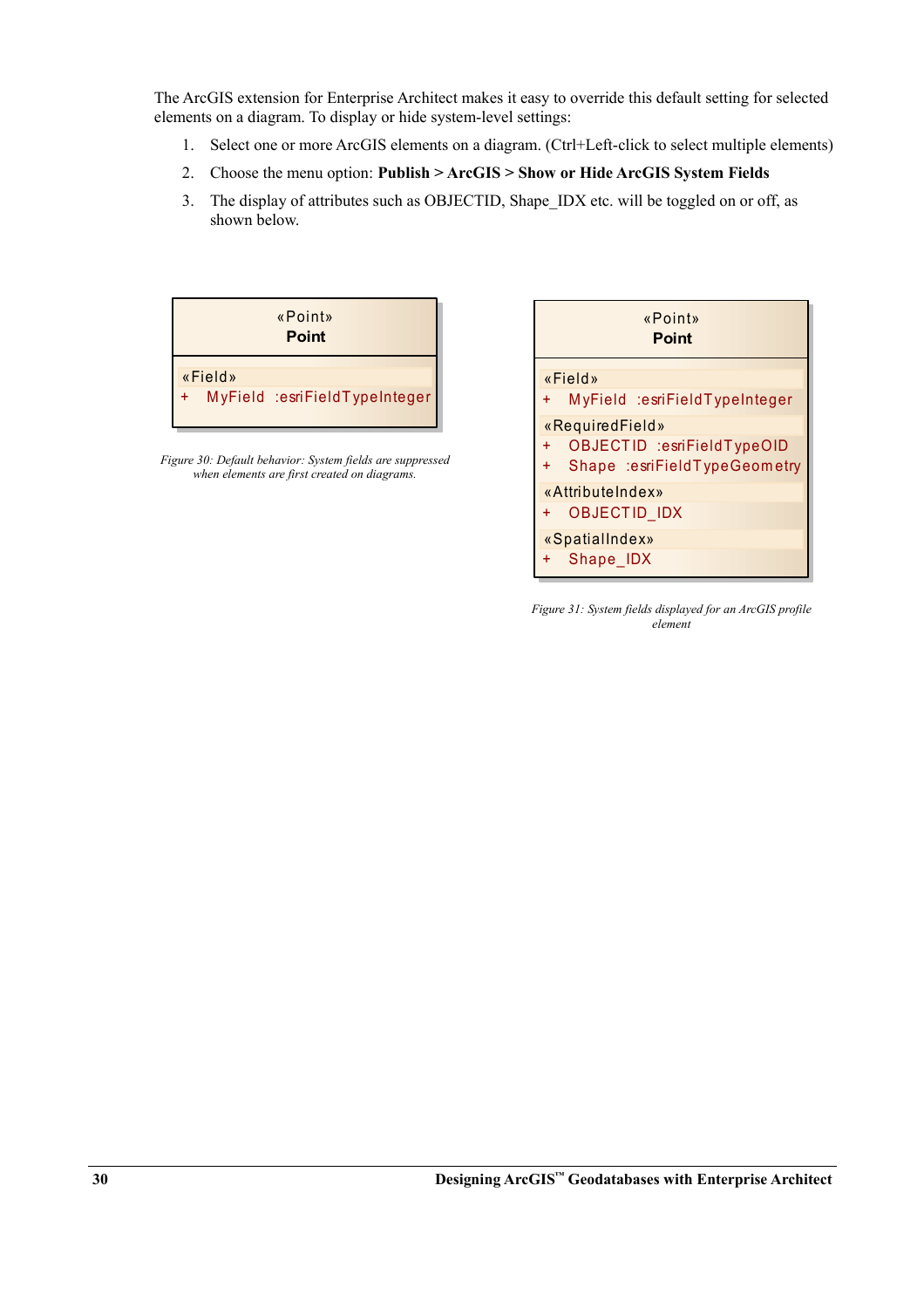The ArcGIS extension for Enterprise Architect makes it easy to override this default setting for selected elements on a diagram. To display or hide system-level settings:

1. Select one or more ArcGIS elements on a diagram. (Ctrl+Left-click to select multiple elements)
2. Choose the menu option: **Publish > ArcGIS > Show or Hide ArcGIS System Fields**
3. The display of attributes such as OBJECTID, Shape_IDX etc. will be toggled on or off, as shown below.

«Point»
**Point**

«Field»
+ MyField :esriFieldTypeInteger

*Figure 30: Default behavior: System fields are suppressed when elements are first created on diagrams.*

«Point»
**Point**

«Field»
+ MyField :esriFieldTypeInteger

«RequiredField»
+ OBJECTID :esriFieldTypeOID
+ Shape :esriFieldTypeGeometry

«AttributeIndex»
+ OBJECTID_IDX

«SpatialIndex»
+ Shape_IDX

*Figure 31: System fields displayed for an ArcGIS profile element*